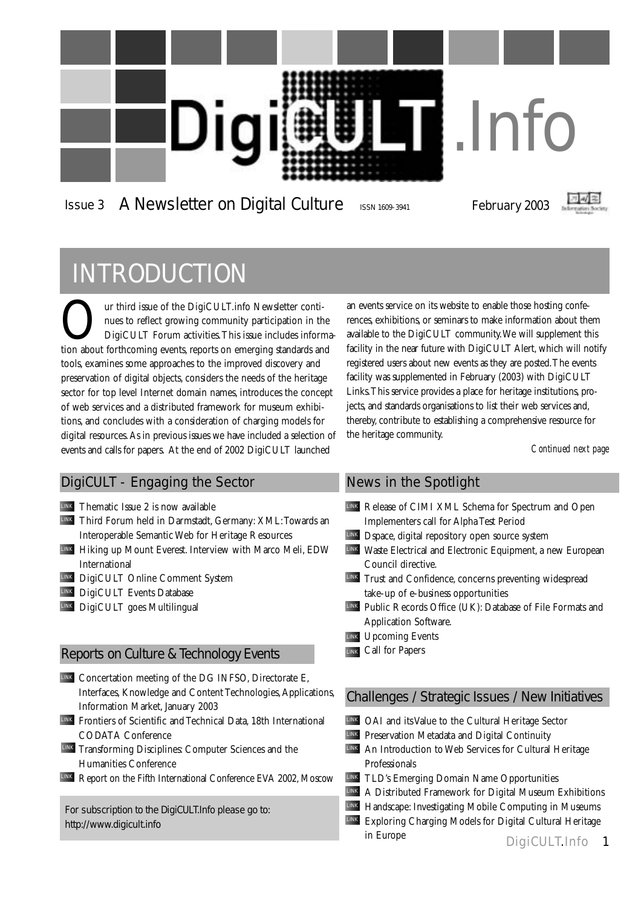# DigiCULT.Info

Issue 3 A Newsletter on Digital Culture ISSN 1609-3941 February 2003

## INTRODUCTION

Our third issue of the DigiCULT.info Newsletter continues to reflect growing community participation in the DigiCULT Forum activities. This issue includes information about forthcoming events, reports on emerging standards and tools, examines some approaches to the improved discovery and preservation of digital objects, considers the needs of the heritage sector for top level Internet domain names, introduces the concept of web services and a distributed framework for museum exhibitions, and concludes with a consideration of charging models for digital resources. As in previous issues we have included a selection of events and calls for papers. At the end of 2002 DigiCULT launched an events service on its website to enable those hosting conferences, exhibitions, or seminars to make information about them available to the DigiCULT community. We will supplement this facility in the near future with DigiCULT Alert, which will notify registered users about new events as they are posted. The events facility was supplemented in February (2003) with DigiCULT Links. This service provides a place for heritage institutions, projects, and standards organisations to list their web services and, thereby, contribute to establishing a comprehensive resource for the heritage community.

*Continued next page*

### DigiCULT - Engaging the Sector

- LINK Thematic Issue 2 is now available
- LINK Third Forum held in Darmstadt, Germany: XML: Towards an Interoperable Semantic Web for Heritage Resources
- LINK Hiking up Mount Everest. Interview with Marco Meli, EDW International
- LINK DigiCULT Online Comment System
- LINK DigiCULT Events Database
- LINK DigiCULT goes Multilingual

### Reports on Culture & Technology Events

- LINK Concertation meeting of the DG INFSO, Directorate E, Interfaces, Knowledge and Content Technologies, Applications, Information Market, January 2003
- LINK Frontiers of Scientific and Technical Data, 18th International CODATA Conference
- LINK Transforming Disciplines: Computer Sciences and the Humanities Conference
- LINK Report on the Fifth International Conference EVA 2002, Moscow

For subscription to the DigiCULT.Info please go to: http://www.digicult.info

### News in the Spotlight

- LINK Release of CIMI XML Schema for Spectrum and Open Implementers call for Alpha Test Period
- LINK Dspace, digital repository open source system
- LINK Waste Electrical and Electronic Equipment, a new European Council directive.
- LINK Trust and Confidence, concerns preventing widespread take-up of e-business opportunities
- LINK Public Records Office (UK): Database of File Formats and Application Software.
- LINK Upcoming Events
- LINK Call for Papers

### Challenges / Strategic Issues / New Initiatives

- LINK OAI and its Value to the Cultural Heritage Sector
- LINK Preservation Metadata and Digital Continuity
- LINK An Introduction to Web Services for Cultural Heritage Professionals
- LINK TLD's Emerging Domain Name Opportunities
- LINK A Distributed Framework for Digital Museum Exhibitions
- LINK Handscape: Investigating Mobile Computing in Museums
- LINK Exploring Charging Models for Digital Cultural Heritage in Europe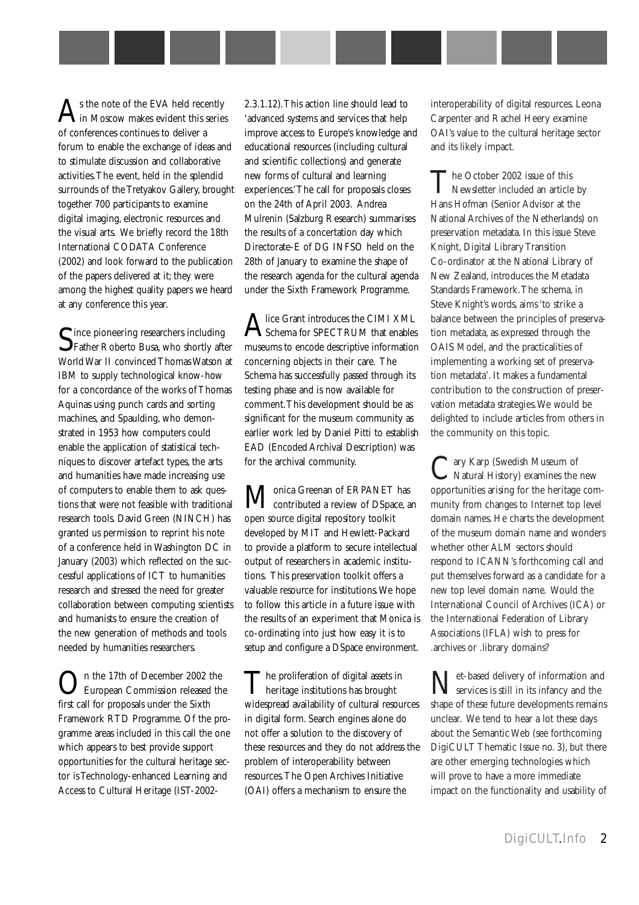As the note of the EVA held recently in Moscow makes evident this series of conferences continues to deliver a forum to enable the exchange of ideas and to stimulate discussion and collaborative activities. The event, held in the splendid surrounds of the Tretyakov Gallery, brought together 700 participants to examine digital imaging, electronic resources and the visual arts. We briefly record the 18th International CODATA Conference (2002) and look forward to the publication of the papers delivered at it; they were among the highest quality papers we heard at any conference this year.

Since pioneering researchers including Father Roberto Busa, who shortly after World War II convinced Thomas Watson at IBM to supply technological know-how for a concordance of the works of Thomas Aquinas using punch cards and sorting machines, and Spaulding, who demonstrated in 1953 how computers could enable the application of statistical techniques to discover artefact types, the arts and humanities have made increasing use of computers to enable them to ask questions that were not feasible with traditional research tools. David Green (NINCH) has granted us permission to reprint his note of a conference held in Washington DC in January (2003) which reflected on the successful applications of ICT to humanities research and stressed the need for greater collaboration between computing scientists and humanists to ensure the creation of the new generation of methods and tools needed by humanities researchers.

On the 17th of December 2002 the European Commission released the first call for proposals under the Sixth Framework RTD Programme. Of the programme areas included in this call the one which appears to best provide support opportunities for the cultural heritage sector is Technology-enhanced Learning and Access to Cultural Heritage (IST-2002-2.3.1.12). This action line should lead to 'advanced systems and services that help improve access to Europe's knowledge and educational resources (including cultural and scientific collections) and generate new forms of cultural and learning experiences.' The call for proposals closes on the 24th of April 2003. Andrea Mulrenin (Salzburg Research) summarises the results of a concertation day which Directorate-E of DG INFSO held on the 28th of January to examine the shape of the research agenda for the cultural agenda under the Sixth Framework Programme.

Alice Grant introduces the CIMI XML Schema for SPECTRUM that enables museums to encode descriptive information concerning objects in their care. The Schema has successfully passed through its testing phase and is now available for comment. This development should be as significant for the museum community as earlier work led by Daniel Pitti to establish EAD (Encoded Archival Description) was for the archival community.

Monica Greenan of ERPANET has contributed a review of DSpace, an open source digital repository toolkit developed by MIT and Hewlett-Packard to provide a platform to secure intellectual output of researchers in academic institutions. This preservation toolkit offers a valuable resource for institutions. We hope to follow this article in a future issue with the results of an experiment that Monica is co-ordinating into just how easy it is to setup and configure a DSpace environment.

The proliferation of digital assets in heritage institutions has brought widespread availability of cultural resources in digital form. Search engines alone do not offer a solution to the discovery of these resources and they do not address the problem of interoperability between resources. The Open Archives Initiative (OAI) offers a mechanism to ensure the interoperability of digital resources. Leona Carpenter and Rachel Heery examine OAI's value to the cultural heritage sector and its likely impact.

The October 2002 issue of this Newsletter included an article by Hans Hofman (Senior Advisor at the National Archives of the Netherlands) on preservation metadata. In this issue Steve Knight, Digital Library Transition Co-ordinator at the National Library of New Zealand, introduces the Metadata Standards Framework. The schema, in Steve Knight's words, aims 'to strike a balance between the principles of preservation metadata, as expressed through the OAIS Model, and the practicalities of implementing a working set of preservation metadata'. It makes a fundamental contribution to the construction of preservation metadata strategies. We would be delighted to include articles from others in the community on this topic.

Cary Karp (Swedish Museum of Natural History) examines the new opportunities arising for the heritage community from changes to Internet top level domain names. He charts the development of the museum domain name and wonders whether other ALM sectors should respond to ICANN's forthcoming call and put themselves forward as a candidate for a new top level domain name. Would the International Council of Archives (ICA) or the International Federation of Library Associations (IFLA) wish to press for .archives or .library domains?

Net-based delivery of information and services is still in its infancy and the shape of these future developments remains unclear. We tend to hear a lot these days about the Semantic Web (see forthcoming DigiCULT Thematic Issue no. 3), but there are other emerging technologies which will prove to have a more immediate impact on the functionality and usability of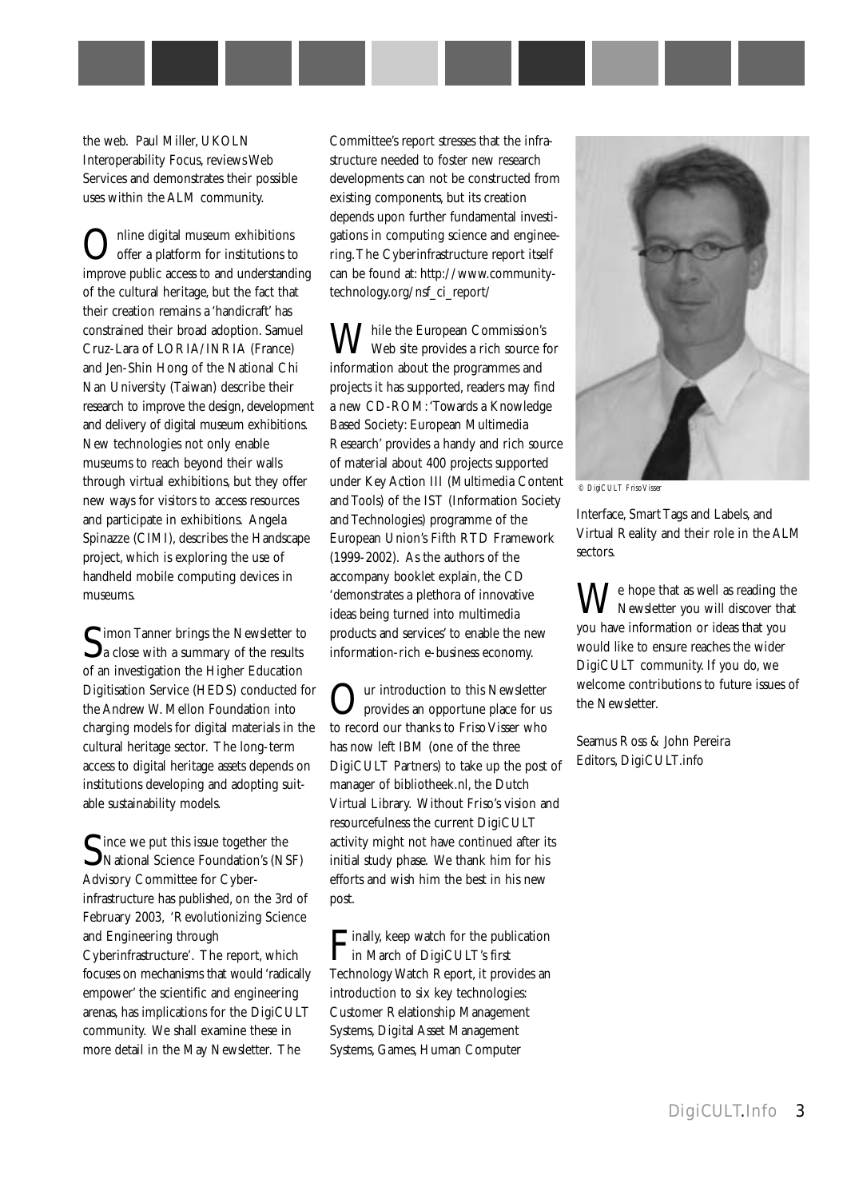the web. Paul Miller, UKOLN Interoperability Focus, reviews Web Services and demonstrates their possible uses within the ALM community.

Online digital museum exhibitions offer a platform for institutions to improve public access to and understanding of the cultural heritage, but the fact that their creation remains a 'handicraft' has constrained their broad adoption. Samuel Cruz-Lara of LORIA/INRIA (France) and Jen-Shin Hong of the National Chi Nan University (Taiwan) describe their research to improve the design, development and delivery of digital museum exhibitions. New technologies not only enable museums to reach beyond their walls through virtual exhibitions, but they offer new ways for visitors to access resources and participate in exhibitions. Angela Spinazze (CIMI), describes the Handscape project, which is exploring the use of handheld mobile computing devices in museums.

Simon Tanner brings the Newsletter to a close with a summary of the results of an investigation the Higher Education Digitisation Service (HEDS) conducted for the Andrew W. Mellon Foundation into charging models for digital materials in the cultural heritage sector. The long-term access to digital heritage assets depends on institutions developing and adopting suitable sustainability models.

Since we put this issue together the National Science Foundation's (NSF) Advisory Committee for Cyber-infrastructure has published, on the 3rd of February 2003, 'Revolutionizing Science and Engineering through Cyberinfrastructure'. The report, which focuses on mechanisms that would 'radically empower' the scientific and engineering arenas, has implications for the DigiCULT community. We shall examine these in more detail in the May Newsletter. The Committee's report stresses that the infrastructure needed to foster new research developments can not be constructed from existing components, but its creation depends upon further fundamental investigations in computing science and engineering. The Cyberinfrastructure report itself can be found at: http://www.community-technology.org/nsf_ci_report/

While the European Commission's Web site provides a rich source for information about the programmes and projects it has supported, readers may find a new CD-ROM: 'Towards a Knowledge Based Society: European Multimedia Research' provides a handy and rich source of material about 400 projects supported under Key Action III (Multimedia Content and Tools) of the IST (Information Society and Technologies) programme of the European Union's Fifth RTD Framework (1999-2002). As the authors of the accompany booklet explain, the CD 'demonstrates a plethora of innovative ideas being turned into multimedia products and services' to enable the new information-rich e-business economy.

Our introduction to this Newsletter provides an opportune place for us to record our thanks to Friso Visser who has now left IBM (one of the three DigiCULT Partners) to take up the post of manager of bibliotheek.nl, the Dutch Virtual Library. Without Friso's vision and resourcefulness the current DigiCULT activity might not have continued after its initial study phase. We thank him for his efforts and wish him the best in his new post.

Finally, keep watch for the publication in March of DigiCULT's first Technology Watch Report, it provides an introduction to six key technologies: Customer Relationship Management Systems, Digital Asset Management Systems, Games, Human Computer Interface, Smart Tags and Labels, and Virtual Reality and their role in the ALM sectors.

© DigiCULT Friso Visser

We hope that as well as reading the Newsletter you will discover that you have information or ideas that you would like to ensure reaches the wider DigiCULT community. If you do, we welcome contributions to future issues of the Newsletter.

Seamus Ross & John Pereira
Editors, DigiCULT.info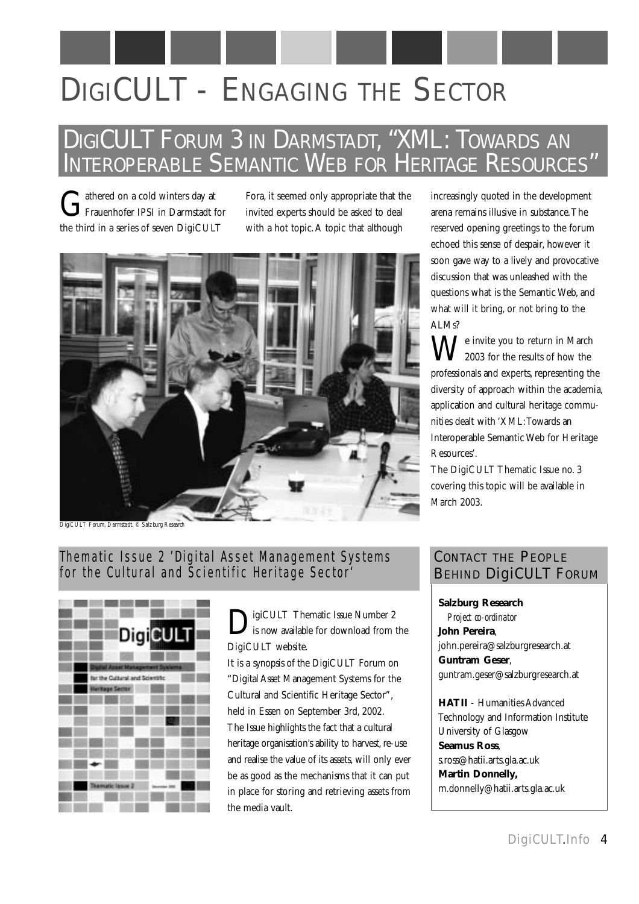# DigiCULT - Engaging the Sector

## DigiCULT Forum 3 in Darmstadt, "XML: Towards an Interoperable Semantic Web for Heritage Resources"

Gathered on a cold winters day at Frauenhofer IPSI in Darmstadt for the third in a series of seven DigiCULT Fora, it seemed only appropriate that the invited experts should be asked to deal with a hot topic. A topic that although increasingly quoted in the development arena remains illusive in substance. The reserved opening greetings to the forum echoed this sense of despair, however it soon gave way to a lively and provocative discussion that was unleashed with the questions what is the Semantic Web, and what will it bring, or not bring to the ALMs?

DigiCULT Forum, Darmstadt. © Salzburg Research

We invite you to return in March 2003 for the results of how the professionals and experts, representing the diversity of approach within the academia, application and cultural heritage communities dealt with 'XML: Towards an Interoperable Semantic Web for Heritage Resources'.

The DigiCULT Thematic Issue no. 3 covering this topic will be available in March 2003.

## Thematic Issue 2 'Digital Asset Management Systems for the Cultural and Scientific Heritage Sector'

DigiCULT Thematic Issue Number 2 is now available for download from the DigiCULT website.

It is a synopsis of the DigiCULT Forum on "Digital Asset Management Systems for the Cultural and Scientific Heritage Sector", held in Essen on September 3rd, 2002.

The Issue highlights the fact that a cultural heritage organisation's ability to harvest, re-use and realise the value of its assets, will only ever be as good as the mechanisms that it can put in place for storing and retrieving assets from the media vault.

## Contact the People Behind DigiCULT Forum

**Salzburg Research**
*Project co-ordinator*
**John Pereira**, john.pereira@salzburgresearch.at
**Guntram Geser**, guntram.geser@salzburgresearch.at

**HATII** - Humanities Advanced Technology and Information Institute
University of Glasgow
**Seamus Ross**, s.ross@hatii.arts.gla.ac.uk
**Martin Donnelly,** m.donnelly@hatii.arts.gla.ac.uk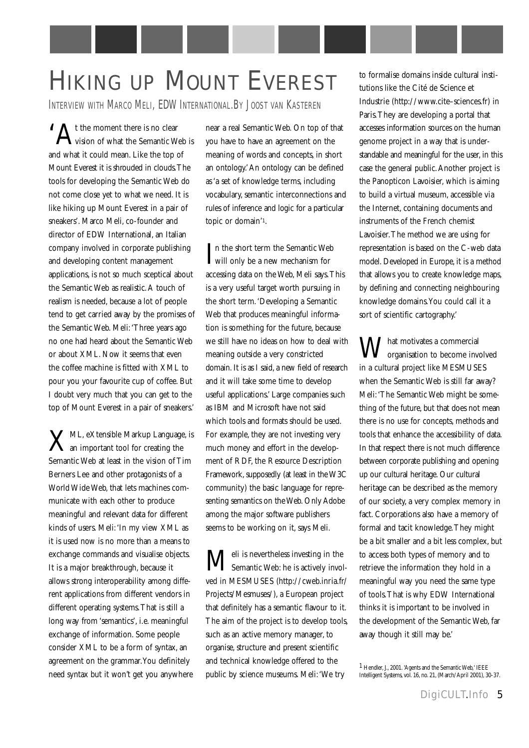# Hiking up Mount Everest

Interview with Marco Meli, EDW International. By Joost van Kasteren

'At the moment there is no clear vision of what the Semantic Web is and what it could mean. Like the top of Mount Everest it is shrouded in clouds. The tools for developing the Semantic Web do not come close yet to what we need. It is like hiking up Mount Everest in a pair of sneakers'. Marco Meli, co-founder and director of EDW International, an Italian company involved in corporate publishing and developing content management applications, is not so much sceptical about the Semantic Web as realistic. A touch of realism is needed, because a lot of people tend to get carried away by the promises of the Semantic Web. Meli: 'Three years ago no one had heard about the Semantic Web or about XML. Now it seems that even the coffee machine is fitted with XML to pour you your favourite cup of coffee. But I doubt very much that you can get to the top of Mount Everest in a pair of sneakers.'

XML, eXtensible Markup Language, is an important tool for creating the Semantic Web at least in the vision of Tim Berners Lee and other protagonists of a World Wide Web, that lets machines communicate with each other to produce meaningful and relevant data for different kinds of users. Meli: 'In my view XML as it is used now is no more than a means to exchange commands and visualise objects. It is a major breakthrough, because it allows strong interoperability among different applications from different vendors in different operating systems. That is still a long way from 'semantics', i.e. meaningful exchange of information. Some people consider XML to be a form of syntax, an agreement on the grammar. You definitely need syntax but it won't get you anywhere near a real Semantic Web. On top of that you have to have an agreement on the meaning of words and concepts, in short an ontology.' An ontology can be defined as 'a set of knowledge terms, including vocabulary, semantic interconnections and rules of inference and logic for a particular topic or domain'[1].

In the short term the Semantic Web will only be a new mechanism for accessing data on the Web, Meli says. This is a very useful target worth pursuing in the short term. 'Developing a Semantic Web that produces meaningful information is something for the future, because we still have no ideas on how to deal with meaning outside a very constricted domain. It is as I said, a new field of research and it will take some time to develop useful applications.' Large companies such as IBM and Microsoft have not said which tools and formats should be used. For example, they are not investing very much money and effort in the development of RDF, the Resource Description Framework, supposedly (at least in the W3C community) the basic language for representing semantics on the Web. Only Adobe among the major software publishers seems to be working on it, says Meli.

Meli is nevertheless investing in the Semantic Web: he is actively involved in MESMUSES (http://cweb.inria.fr/Projects/Mesmuses/), a European project that definitely has a semantic flavour to it. The aim of the project is to develop tools, such as an active memory manager, to organise, structure and present scientific and technical knowledge offered to the public by science museums. Meli: 'We try to formalise domains inside cultural institutions like the Cité de Science et Industrie (http://www.cite–sciences.fr) in Paris. They are developing a portal that accesses information sources on the human genome project in a way that is understandable and meaningful for the user, in this case the general public. Another project is the Panopticon Lavoisier, which is aiming to build a virtual museum, accessible via the Internet, containing documents and instruments of the French chemist Lavoisier. The method we are using for representation is based on the C-web data model. Developed in Europe, it is a method that allows you to create knowledge maps, by defining and connecting neighbouring knowledge domains. You could call it a sort of scientific cartography.'

What motivates a commercial organisation to become involved in a cultural project like MESMUSES when the Semantic Web is still far away? Meli: 'The Semantic Web might be something of the future, but that does not mean there is no use for concepts, methods and tools that enhance the accessibility of data. In that respect there is not much difference between corporate publishing and opening up our cultural heritage. Our cultural heritage can be described as the memory of our society, a very complex memory in fact. Corporations also have a memory of formal and tacit knowledge. They might be a bit smaller and a bit less complex, but to access both types of memory and to retrieve the information they hold in a meaningful way you need the same type of tools. That is why EDW International thinks it is important to be involved in the development of the Semantic Web, far away though it still may be.'

[1] Hendler, J., 2001. 'Agents and the Semantic Web,' IEEE Intelligent Systems, vol. 16, no. 21, (March/April 2001), 30-37.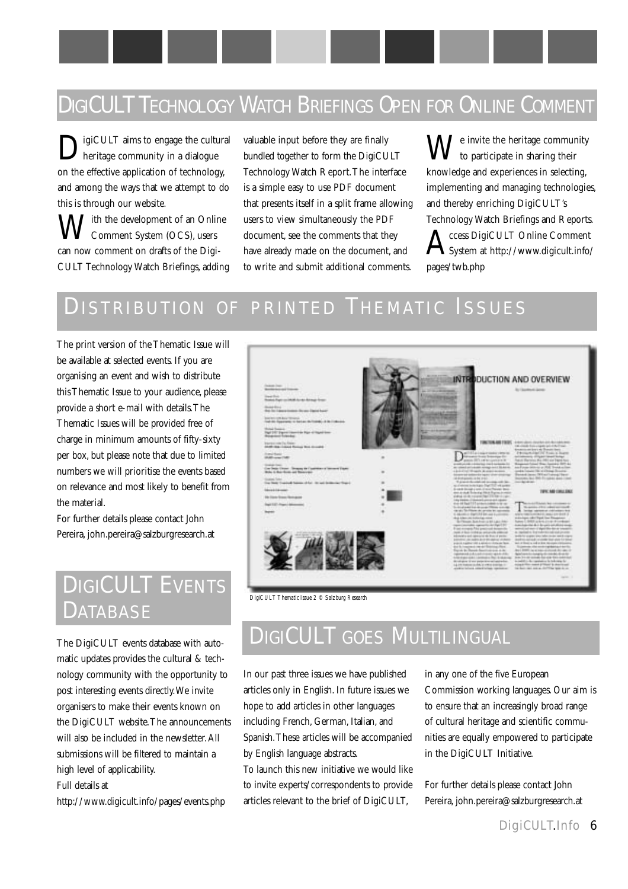## DigiCULT Technology Watch Briefings Open for Online Comment

DigiCULT aims to engage the cultural heritage community in a dialogue on the effective application of technology, and among the ways that we attempt to do this is through our website.

With the development of an Online Comment System (OCS), users can now comment on drafts of the DigiCULT Technology Watch Briefings, adding valuable input before they are finally bundled together to form the DigiCULT Technology Watch Report. The interface is a simple easy to use PDF document that presents itself in a split frame allowing users to view simultaneously the PDF document, see the comments that they have already made on the document, and to write and submit additional comments.

We invite the heritage community to participate in sharing their knowledge and experiences in selecting, implementing and managing technologies, and thereby enriching DigiCULT's Technology Watch Briefings and Reports.

Access DigiCULT Online Comment System at http://www.digicult.info/pages/twb.php

## Distribution of Printed Thematic Issues

The print version of the Thematic Issue will be available at selected events. If you are organising an event and wish to distribute this Thematic Issue to your audience, please provide a short e-mail with details. The Thematic Issues will be provided free of charge in minimum amounts of fifty-sixty per box, but please note that due to limited numbers we will prioritise the events based on relevance and most likely to benefit from the material.

For further details please contact John Pereira, john.pereira@salzburgresearch.at

DigiCULT Thematic Issue 2 © Salzburg Research

## DigiCULT Events Database

The DigiCULT events database with automatic updates provides the cultural & technology community with the opportunity to post interesting events directly. We invite organisers to make their events known on the DigiCULT website. The announcements will also be included in the newsletter. All submissions will be filtered to maintain a high level of applicability.

Full details at

http://www.digicult.info/pages/events.php

## DigiCULT goes Multilingual

In our past three issues we have published articles only in English. In future issues we hope to add articles in other languages including French, German, Italian, and Spanish. These articles will be accompanied by English language abstracts.

To launch this new initiative we would like to invite experts/correspondents to provide articles relevant to the brief of DigiCULT, in any one of the five European Commission working languages. Our aim is to ensure that an increasingly broad range of cultural heritage and scientific communities are equally empowered to participate in the DigiCULT Initiative.

For further details please contact John Pereira, john.pereira@salzburgresearch.at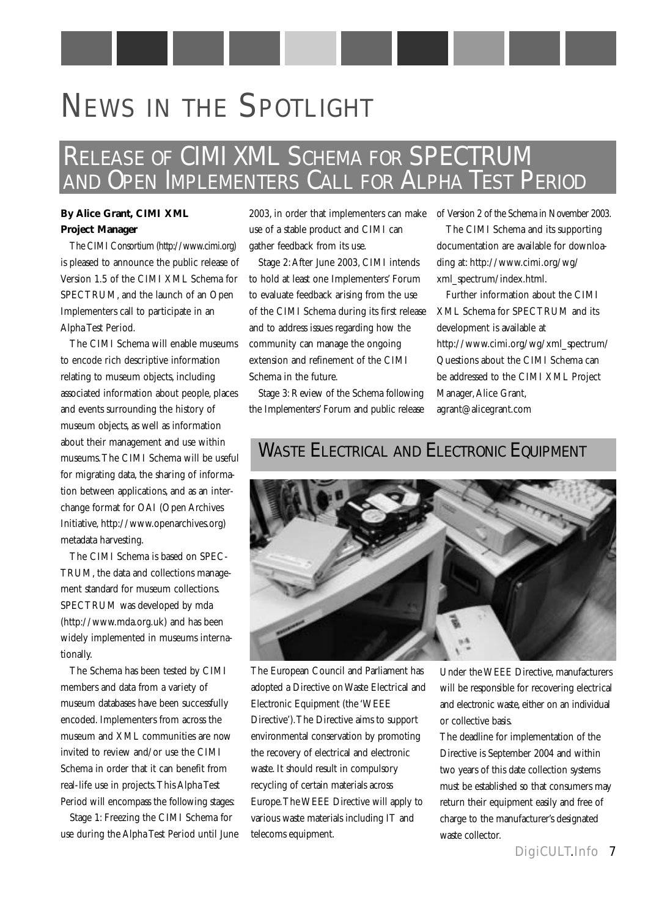# NEWS IN THE SPOTLIGHT

## RELEASE OF CIMI XML SCHEMA FOR SPECTRUM AND OPEN IMPLEMENTERS CALL FOR ALPHA TEST PERIOD

**By Alice Grant, CIMI XML Project Manager**

The CIMI Consortium (http://www.cimi.org) is pleased to announce the public release of Version 1.5 of the CIMI XML Schema for SPECTRUM, and the launch of an Open Implementers call to participate in an Alpha Test Period.

The CIMI Schema will enable museums to encode rich descriptive information relating to museum objects, including associated information about people, places and events surrounding the history of museum objects, as well as information about their management and use within museums. The CIMI Schema will be useful for migrating data, the sharing of information between applications, and as an interchange format for OAI (Open Archives Initiative, http://www.openarchives.org) metadata harvesting.

The CIMI Schema is based on SPECTRUM, the data and collections management standard for museum collections. SPECTRUM was developed by mda (http://www.mda.org.uk) and has been widely implemented in museums internationally.

The Schema has been tested by CIMI members and data from a variety of museum databases have been successfully encoded. Implementers from across the museum and XML communities are now invited to review and/or use the CIMI Schema in order that it can benefit from real-life use in projects. This Alpha Test Period will encompass the following stages:

Stage 1: Freezing the CIMI Schema for use during the Alpha Test Period until June 2003, in order that implementers can make use of a stable product and CIMI can gather feedback from its use.

Stage 2: After June 2003, CIMI intends to hold at least one Implementers' Forum to evaluate feedback arising from the use of the CIMI Schema during its first release and to address issues regarding how the community can manage the ongoing extension and refinement of the CIMI Schema in the future.

Stage 3: Review of the Schema following the Implementers' Forum and public release of Version 2 of the Schema in November 2003.

The CIMI Schema and its supporting documentation are available for downloading at: http://www.cimi.org/wg/xml_spectrum/index.html.

Further information about the CIMI XML Schema for SPECTRUM and its development is available at http://www.cimi.org/wg/xml_spectrum/ Questions about the CIMI Schema can be addressed to the CIMI XML Project Manager, Alice Grant, agrant@alicegrant.com

## WASTE ELECTRICAL AND ELECTRONIC EQUIPMENT

The European Council and Parliament has adopted a Directive on Waste Electrical and Electronic Equipment (the 'WEEE Directive'). The Directive aims to support environmental conservation by promoting the recovery of electrical and electronic waste. It should result in compulsory recycling of certain materials across Europe. The WEEE Directive will apply to various waste materials including IT and telecoms equipment.

Under the WEEE Directive, manufacturers will be responsible for recovering electrical and electronic waste, either on an individual or collective basis.

The deadline for implementation of the Directive is September 2004 and within two years of this date collection systems must be established so that consumers may return their equipment easily and free of charge to the manufacturer's designated waste collector.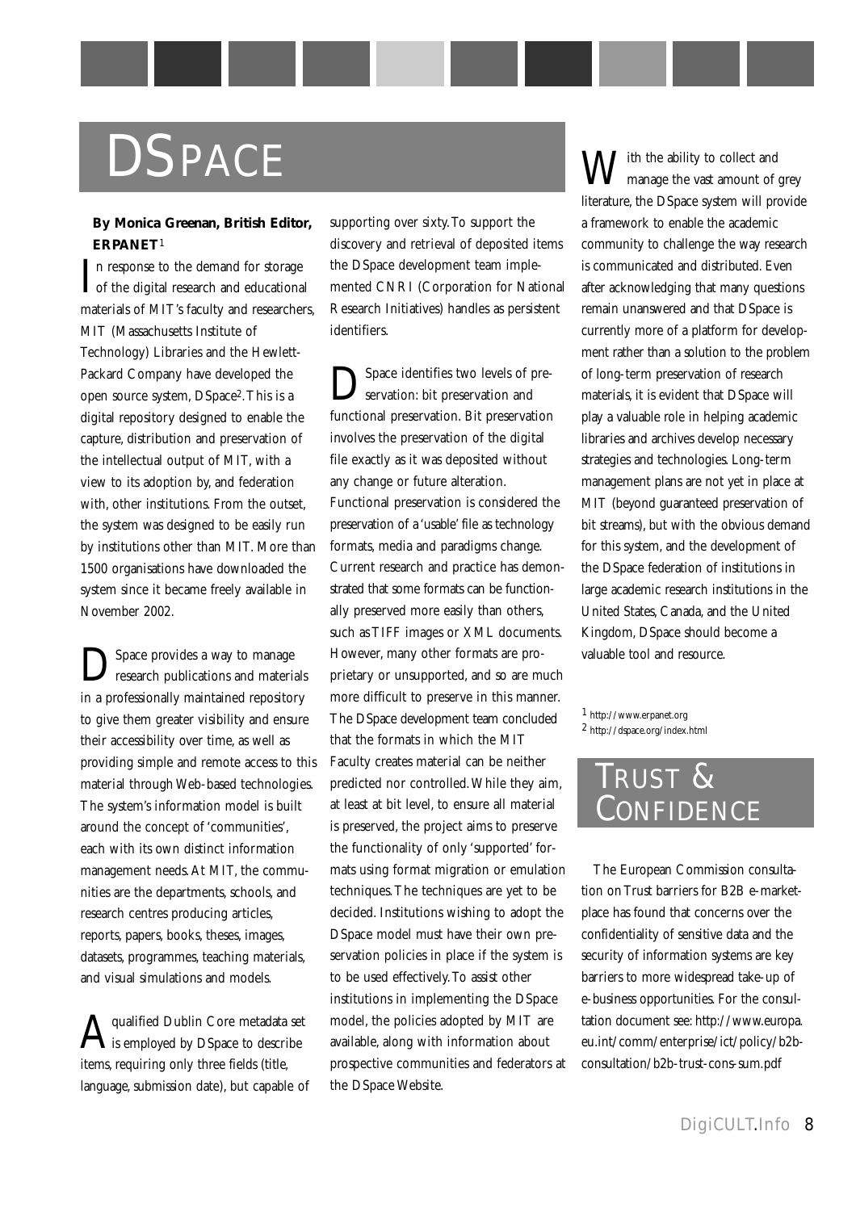# DSPACE

**By Monica Greenan, British Editor, ERPANET**[1]

In response to the demand for storage of the digital research and educational materials of MIT's faculty and researchers, MIT (Massachusetts Institute of Technology) Libraries and the Hewlett-Packard Company have developed the open source system, DSpace[2]. This is a digital repository designed to enable the capture, distribution and preservation of the intellectual output of MIT, with a view to its adoption by, and federation with, other institutions. From the outset, the system was designed to be easily run by institutions other than MIT. More than 1500 organisations have downloaded the system since it became freely available in November 2002.

DSpace provides a way to manage research publications and materials in a professionally maintained repository to give them greater visibility and ensure their accessibility over time, as well as providing simple and remote access to this material through Web-based technologies. The system's information model is built around the concept of 'communities', each with its own distinct information management needs. At MIT, the communities are the departments, schools, and research centres producing articles, reports, papers, books, theses, images, datasets, programmes, teaching materials, and visual simulations and models.

A qualified Dublin Core metadata set is employed by DSpace to describe items, requiring only three fields (title, language, submission date), but capable of supporting over sixty. To support the discovery and retrieval of deposited items the DSpace development team implemented CNRI (Corporation for National Research Initiatives) handles as persistent identifiers.

DSpace identifies two levels of preservation: bit preservation and functional preservation. Bit preservation involves the preservation of the digital file exactly as it was deposited without any change or future alteration. Functional preservation is considered the preservation of a 'usable' file as technology formats, media and paradigms change. Current research and practice has demonstrated that some formats can be functionally preserved more easily than others, such as TIFF images or XML documents. However, many other formats are proprietary or unsupported, and so are much more difficult to preserve in this manner. The DSpace development team concluded that the formats in which the MIT Faculty creates material can be neither predicted nor controlled. While they aim, at least at bit level, to ensure all material is preserved, the project aims to preserve the functionality of only 'supported' formats using format migration or emulation techniques. The techniques are yet to be decided. Institutions wishing to adopt the DSpace model must have their own preservation policies in place if the system is to be used effectively. To assist other institutions in implementing the DSpace model, the policies adopted by MIT are available, along with information about prospective communities and federators at the DSpace Website.

With the ability to collect and manage the vast amount of grey literature, the DSpace system will provide a framework to enable the academic community to challenge the way research is communicated and distributed. Even after acknowledging that many questions remain unanswered and that DSpace is currently more of a platform for development rather than a solution to the problem of long-term preservation of research materials, it is evident that DSpace will play a valuable role in helping academic libraries and archives develop necessary strategies and technologies. Long-term management plans are not yet in place at MIT (beyond guaranteed preservation of bit streams), but with the obvious demand for this system, and the development of the DSpace federation of institutions in large academic research institutions in the United States, Canada, and the United Kingdom, DSpace should become a valuable tool and resource.

[1] http://www.erpanet.org
[2] http://dspace.org/index.html

# TRUST & CONFIDENCE

The European Commission consultation on Trust barriers for B2B e-marketplace has found that concerns over the confidentiality of sensitive data and the security of information systems are key barriers to more widespread take-up of e-business opportunities. For the consultation document see: http://www.europa.eu.int/comm/enterprise/ict/policy/b2b-consultation/b2b-trust-cons-sum.pdf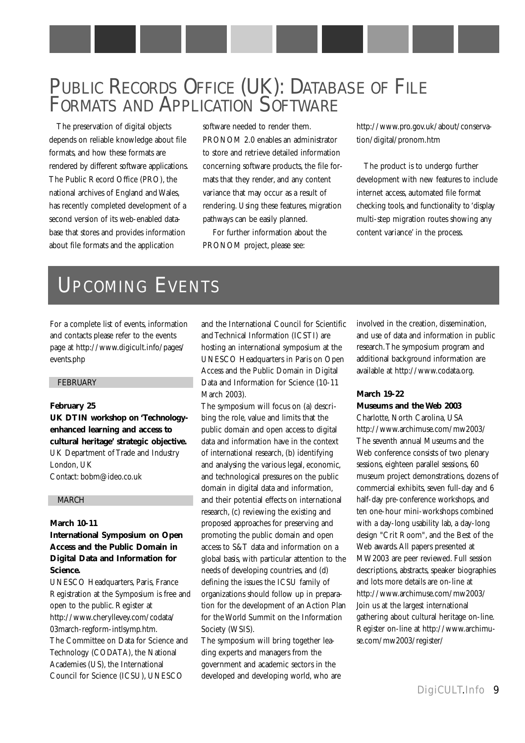# Public Records Office (UK): Database of File Formats and Application Software

The preservation of digital objects depends on reliable knowledge about file formats, and how these formats are rendered by different software applications. The Public Record Office (PRO), the national archives of England and Wales, has recently completed development of a second version of its web-enabled database that stores and provides information about file formats and the application software needed to render them. PRONOM 2.0 enables an administrator to store and retrieve detailed information concerning software products, the file formats that they render, and any content variance that may occur as a result of rendering. Using these features, migration pathways can be easily planned.

For further information about the PRONOM project, please see:

http://www.pro.gov.uk/about/conservation/digital/pronom.htm

The product is to undergo further development with new features to include internet access, automated file format checking tools, and functionality to 'display multi-step migration routes showing any content variance' in the process.

# Upcoming Events

For a complete list of events, information and contacts please refer to the events page at http://www.digicult.info/pages/events.php

## FEBRUARY

**February 25**
**UK DTIN workshop on 'Technology-enhanced learning and access to cultural heritage' strategic objective.**
UK Department of Trade and Industry
London, UK
Contact: bobm@ideo.co.uk

## MARCH

**March 10-11**
**International Symposium on Open Access and the Public Domain in Digital Data and Information for Science.**
UNESCO Headquarters, Paris, France
Registration at the Symposium is free and open to the public. Register at http://www.cheryllevey.com/codata/03march-regform-intlsymp.htm.
The Committee on Data for Science and Technology (CODATA), the National Academies (US), the International Council for Science (ICSU), UNESCO and the International Council for Scientific and Technical Information (ICSTI) are hosting an international symposium at the UNESCO Headquarters in Paris on Open Access and the Public Domain in Digital Data and Information for Science (10-11 March 2003).
The symposium will focus on (a) describing the role, value and limits that the public domain and open access to digital data and information have in the context of international research, (b) identifying and analysing the various legal, economic, and technological pressures on the public domain in digital data and information, and their potential effects on international research, (c) reviewing the existing and proposed approaches for preserving and promoting the public domain and open access to S&T data and information on a global basis, with particular attention to the needs of developing countries, and (d) defining the issues the ICSU family of organizations should follow up in preparation for the development of an Action Plan for the World Summit on the Information Society (WSIS).
The symposium will bring together leading experts and managers from the government and academic sectors in the developed and developing world, who are involved in the creation, dissemination, and use of data and information in public research. The symposium program and additional background information are available at http://www.codata.org.

**March 19-22**
**Museums and the Web 2003**
Charlotte, North Carolina, USA
http://www.archimuse.com/mw2003/
The seventh annual Museums and the Web conference consists of two plenary sessions, eighteen parallel sessions, 60 museum project demonstrations, dozens of commercial exhibits, seven full-day and 6 half-day pre-conference workshops, and ten one-hour mini-workshops combined with a day-long usability lab, a day-long design "Crit Room", and the Best of the Web awards. All papers presented at MW2003 are peer reviewed. Full session descriptions, abstracts, speaker biographies and lots more details are on-line at http://www.archimuse.com/mw2003/
Join us at the largest international gathering about cultural heritage on-line. Register on-line at http://www.archimuse.com/mw2003/register/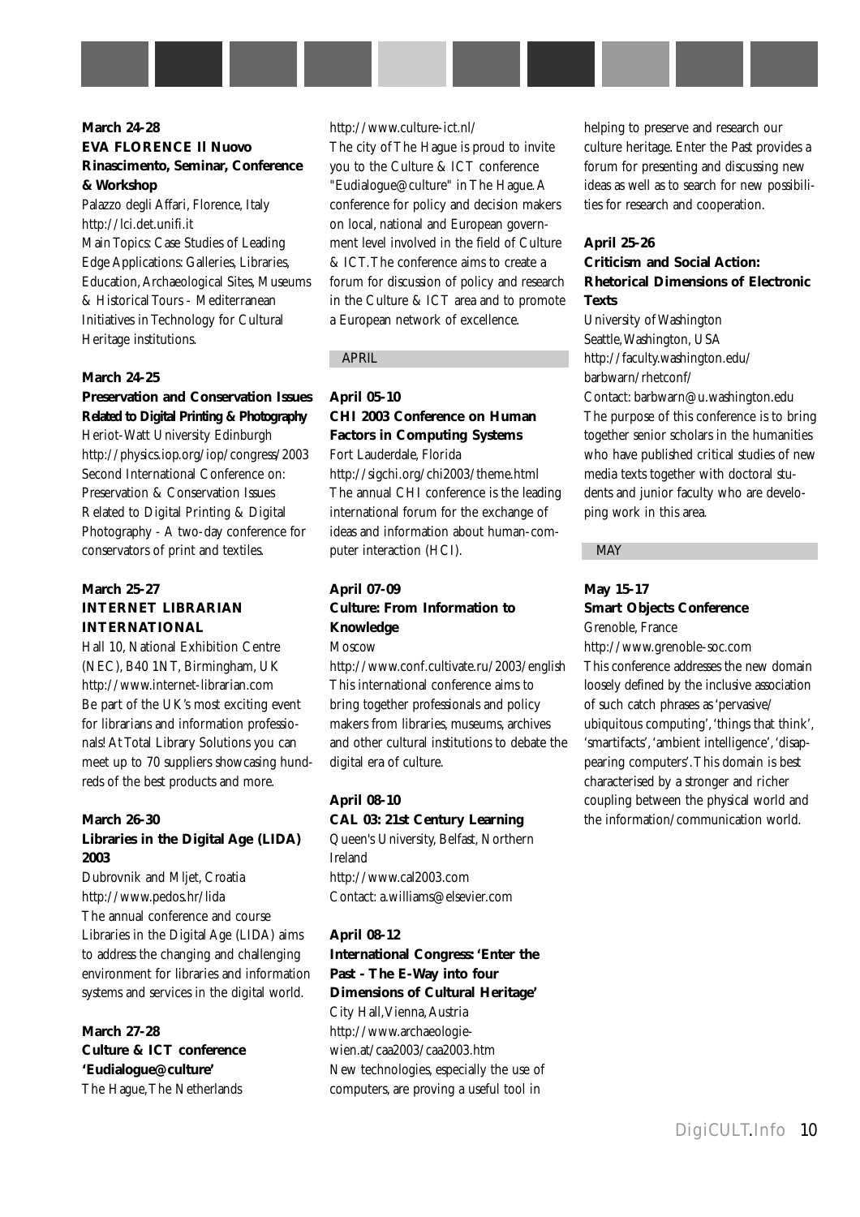**March 24-28**
**EVA FLORENCE Il Nuovo Rinascimento, Seminar, Conference & Workshop**

Palazzo degli Affari, Florence, Italy
http://lci.det.unifi.it
Main Topics: Case Studies of Leading Edge Applications: Galleries, Libraries, Education, Archaeological Sites, Museums & Historical Tours - Mediterranean Initiatives in Technology for Cultural Heritage institutions.

**March 24-25**
**Preservation and Conservation Issues Related to Digital Printing & Photography**

Heriot-Watt University Edinburgh
http://physics.iop.org/iop/congress/2003
Second International Conference on: Preservation & Conservation Issues Related to Digital Printing & Digital Photography - A two-day conference for conservators of print and textiles.

**March 25-27**
**INTERNET LIBRARIAN INTERNATIONAL**

Hall 10, National Exhibition Centre (NEC), B40 1NT, Birmingham, UK
http://www.internet-librarian.com
Be part of the UK's most exciting event for librarians and information professionals! At Total Library Solutions you can meet up to 70 suppliers showcasing hundreds of the best products and more.

**March 26-30**
**Libraries in the Digital Age (LIDA) 2003**

Dubrovnik and Mljet, Croatia
http://www.pedos.hr/lida
The annual conference and course Libraries in the Digital Age (LIDA) aims to address the changing and challenging environment for libraries and information systems and services in the digital world.

**March 27-28**
**Culture & ICT conference 'Eudialogue@culture'**

The Hague, The Netherlands
http://www.culture-ict.nl/
The city of The Hague is proud to invite you to the Culture & ICT conference "Eudialogue@culture" in The Hague. A conference for policy and decision makers on local, national and European government level involved in the field of Culture & ICT. The conference aims to create a forum for discussion of policy and research in the Culture & ICT area and to promote a European network of excellence.

## APRIL

**April 05-10**
**CHI 2003 Conference on Human Factors in Computing Systems**

Fort Lauderdale, Florida
http://sigchi.org/chi2003/theme.html
The annual CHI conference is the leading international forum for the exchange of ideas and information about human-computer interaction (HCI).

**April 07-09**
**Culture: From Information to Knowledge**

Moscow
http://www.conf.cultivate.ru/2003/english
This international conference aims to bring together professionals and policy makers from libraries, museums, archives and other cultural institutions to debate the digital era of culture.

**April 08-10**
**CAL 03: 21st Century Learning**

Queen's University, Belfast, Northern Ireland
http://www.cal2003.com
Contact: a.williams@elsevier.com

**April 08-12**
**International Congress: 'Enter the Past - The E-Way into four Dimensions of Cultural Heritage'**

City Hall, Vienna, Austria
http://www.archaeologie-wien.at/caa2003/caa2003.htm
New technologies, especially the use of computers, are proving a useful tool in helping to preserve and research our culture heritage. Enter the Past provides a forum for presenting and discussing new ideas as well as to search for new possibilities for research and cooperation.

**April 25-26**
**Criticism and Social Action: Rhetorical Dimensions of Electronic Texts**

University of Washington
Seattle, Washington, USA
http://faculty.washington.edu/barbwarn/rhetconf/
Contact: barbwarn@u.washington.edu
The purpose of this conference is to bring together senior scholars in the humanities who have published critical studies of new media texts together with doctoral students and junior faculty who are developing work in this area.

## MAY

**May 15-17**
**Smart Objects Conference**

Grenoble, France
http://www.grenoble-soc.com
This conference addresses the new domain loosely defined by the inclusive association of such catch phrases as 'pervasive/ubiquitous computing', 'things that think', 'smartifacts', 'ambient intelligence', 'disappearing computers'. This domain is best characterised by a stronger and richer coupling between the physical world and the information/communication world.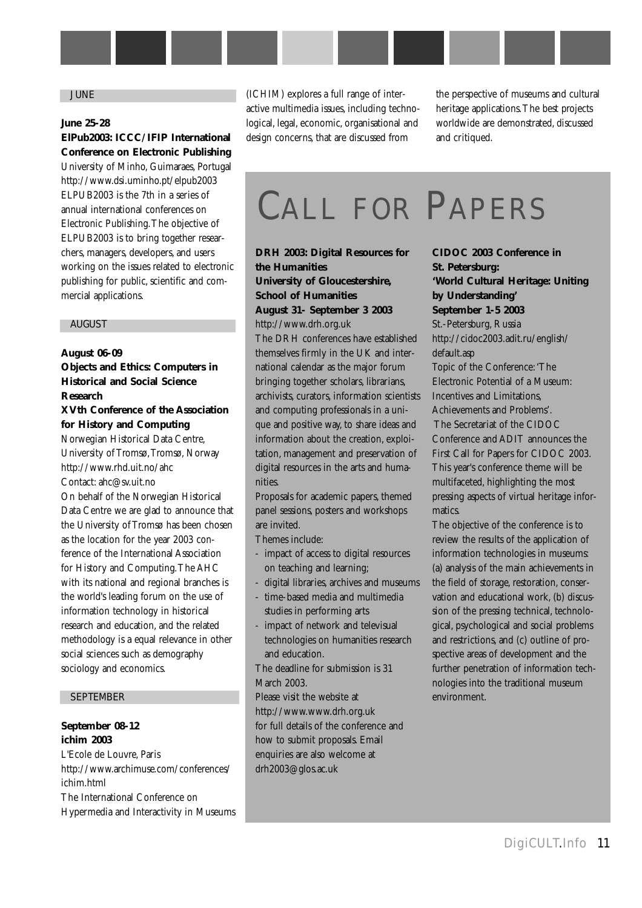## JUNE

**June 25-28**
**ElPub2003: ICCC/IFIP International Conference on Electronic Publishing**
University of Minho, Guimaraes, Portugal
http://www.dsi.uminho.pt/elpub2003
ELPUB2003 is the 7th in a series of annual international conferences on Electronic Publishing. The objective of ELPUB2003 is to bring together researchers, managers, developers, and users working on the issues related to electronic publishing for public, scientific and commercial applications.

## AUGUST

**August 06-09**
**Objects and Ethics: Computers in Historical and Social Science Research**
**XVth Conference of the Association for History and Computing**
Norwegian Historical Data Centre, University of Tromsø, Tromsø, Norway
http://www.rhd.uit.no/ahc
Contact: ahc@sv.uit.no
On behalf of the Norwegian Historical Data Centre we are glad to announce that the University of Tromsø has been chosen as the location for the year 2003 conference of the International Association for History and Computing. The AHC with its national and regional branches is the world's leading forum on the use of information technology in historical research and education, and the related methodology is a equal relevance in other social sciences such as demography sociology and economics.

## SEPTEMBER

**September 08-12**
**ichim 2003**
L'Ecole de Louvre, Paris
http://www.archimuse.com/conferences/ichim.html
The International Conference on Hypermedia and Interactivity in Museums (ICHIM) explores a full range of interactive multimedia issues, including technological, legal, economic, organisational and design concerns, that are discussed from the perspective of museums and cultural heritage applications. The best projects worldwide are demonstrated, discussed and critiqued.

# CALL FOR PAPERS

**DRH 2003: Digital Resources for the Humanities**
**University of Gloucestershire, School of Humanities**
**August 31- September 3 2003**
http://www.drh.org.uk
The DRH conferences have established themselves firmly in the UK and international calendar as the major forum bringing together scholars, librarians, archivists, curators, information scientists and computing professionals in a unique and positive way, to share ideas and information about the creation, exploitation, management and preservation of digital resources in the arts and humanities.
Proposals for academic papers, themed panel sessions, posters and workshops are invited.
Themes include:

- impact of access to digital resources on teaching and learning;
- digital libraries, archives and museums
- time-based media and multimedia studies in performing arts
- impact of network and televisual technologies on humanities research and education.

The deadline for submission is 31 March 2003.
Please visit the website at http://www.www.drh.org.uk for full details of the conference and how to submit proposals. Email enquiries are also welcome at drh2003@glos.ac.uk

**CIDOC 2003 Conference in St. Petersburg:**
**'World Cultural Heritage: Uniting by Understanding'**
**September 1-5 2003**
St.-Petersburg, Russia
http://cidoc2003.adit.ru/english/default.asp
Topic of the Conference: 'The Electronic Potential of a Museum: Incentives and Limitations, Achievements and Problems'.
The Secretariat of the CIDOC Conference and ADIT announces the First Call for Papers for CIDOC 2003. This year's conference theme will be multifaceted, highlighting the most pressing aspects of virtual heritage informatics.
The objective of the conference is to review the results of the application of information technologies in museums: (a) analysis of the main achievements in the field of storage, restoration, conservation and educational work, (b) discussion of the pressing technical, technological, psychological and social problems and restrictions, and (c) outline of prospective areas of development and the further penetration of information technologies into the traditional museum environment.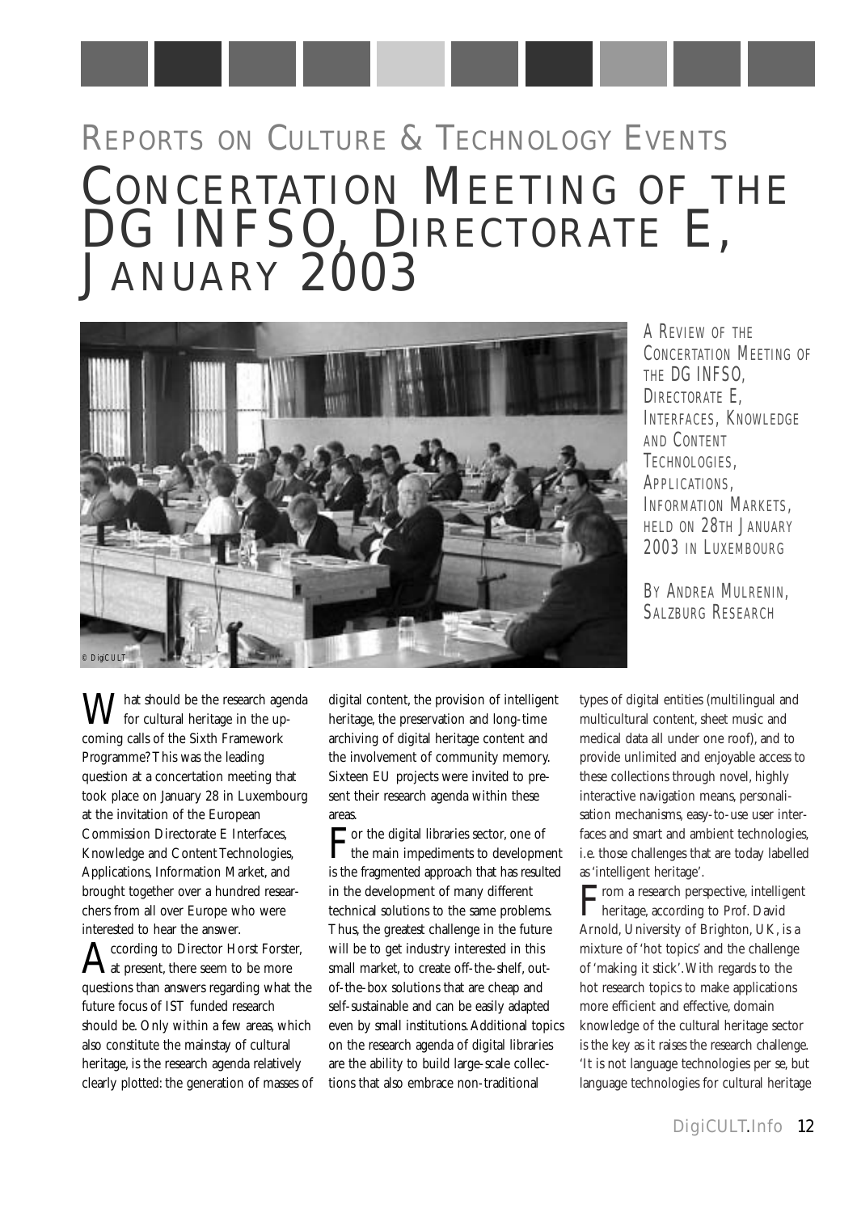# Reports on Culture & Technology Events

# Concertation Meeting of the DG INFSO, Directorate E, January 2003

A REVIEW OF THE CONCERTATION MEETING OF THE DG INFSO, DIRECTORATE E, INTERFACES, KNOWLEDGE AND CONTENT TECHNOLOGIES, APPLICATIONS, INFORMATION MARKETS, HELD ON 28TH JANUARY 2003 IN LUXEMBOURG

BY ANDREA MULRENIN, SALZBURG RESEARCH

What should be the research agenda for cultural heritage in the upcoming calls of the Sixth Framework Programme? This was the leading question at a concertation meeting that took place on January 28 in Luxembourg at the invitation of the European Commission Directorate E Interfaces, Knowledge and Content Technologies, Applications, Information Market, and brought together over a hundred researchers from all over Europe who were interested to hear the answer.

According to Director Horst Forster, at present, there seem to be more questions than answers regarding what the future focus of IST funded research should be. Only within a few areas, which also constitute the mainstay of cultural heritage, is the research agenda relatively clearly plotted: the generation of masses of digital content, the provision of intelligent heritage, the preservation and long-time archiving of digital heritage content and the involvement of community memory. Sixteen EU projects were invited to present their research agenda within these areas.

For the digital libraries sector, one of the main impediments to development is the fragmented approach that has resulted in the development of many different technical solutions to the same problems. Thus, the greatest challenge in the future will be to get industry interested in this small market, to create off-the-shelf, out-of-the-box solutions that are cheap and self-sustainable and can be easily adapted even by small institutions. Additional topics on the research agenda of digital libraries are the ability to build large-scale collections that also embrace non-traditional types of digital entities (multilingual and multicultural content, sheet music and medical data all under one roof), and to provide unlimited and enjoyable access to these collections through novel, highly interactive navigation means, personalisation mechanisms, easy-to-use user interfaces and smart and ambient technologies, i.e. those challenges that are today labelled as 'intelligent heritage'.

From a research perspective, intelligent heritage, according to Prof. David Arnold, University of Brighton, UK, is a mixture of 'hot topics' and the challenge of 'making it stick'. With regards to the hot research topics to make applications more efficient and effective, domain knowledge of the cultural heritage sector is the key as it raises the research challenge. 'It is not language technologies per se, but language technologies for cultural heritage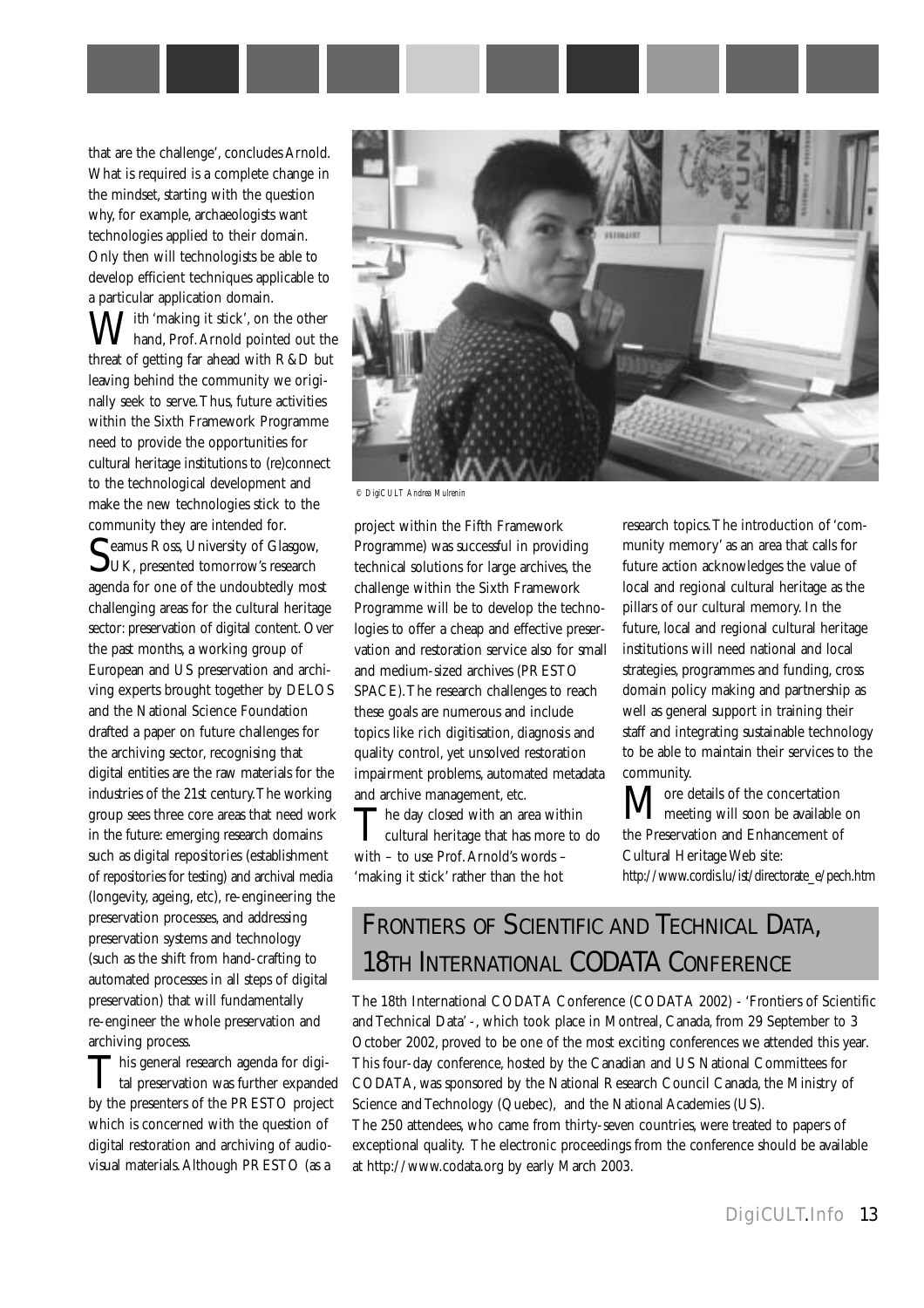that are the challenge', concludes Arnold. What is required is a complete change in the mindset, starting with the question why, for example, archaeologists want technologies applied to their domain. Only then will technologists be able to develop efficient techniques applicable to a particular application domain.

With 'making it stick', on the other hand, Prof. Arnold pointed out the threat of getting far ahead with R&D but leaving behind the community we originally seek to serve. Thus, future activities within the Sixth Framework Programme need to provide the opportunities for cultural heritage institutions to (re)connect to the technological development and make the new technologies stick to the community they are intended for.

Seamus Ross, University of Glasgow, UK, presented tomorrow's research agenda for one of the undoubtedly most challenging areas for the cultural heritage sector: preservation of digital content. Over the past months, a working group of European and US preservation and archiving experts brought together by DELOS and the National Science Foundation drafted a paper on future challenges for the archiving sector, recognising that digital entities are the raw materials for the industries of the 21st century. The working group sees three core areas that need work in the future: emerging research domains such as digital repositories (establishment of repositories for testing) and archival media (longevity, ageing, etc), re-engineering the preservation processes, and addressing preservation systems and technology (such as the shift from hand-crafting to automated processes in all steps of digital preservation) that will fundamentally re-engineer the whole preservation and archiving process.

This general research agenda for digital preservation was further expanded by the presenters of the PRESTO project which is concerned with the question of digital restoration and archiving of audiovisual materials. Although PRESTO (as a project within the Fifth Framework Programme) was successful in providing technical solutions for large archives, the challenge within the Sixth Framework Programme will be to develop the technologies to offer a cheap and effective preservation and restoration service also for small and medium-sized archives (PRESTO SPACE). The research challenges to reach these goals are numerous and include topics like rich digitisation, diagnosis and quality control, yet unsolved restoration impairment problems, automated metadata and archive management, etc.

© DigiCULT Andrea Mulrenin

The day closed with an area within cultural heritage that has more to do with – to use Prof. Arnold's words – 'making it stick' rather than the hot research topics. The introduction of 'community memory' as an area that calls for future action acknowledges the value of local and regional cultural heritage as the pillars of our cultural memory. In the future, local and regional cultural heritage institutions will need national and local strategies, programmes and funding, cross domain policy making and partnership as well as general support in training their staff and integrating sustainable technology to be able to maintain their services to the community.

More details of the concertation meeting will soon be available on the Preservation and Enhancement of Cultural Heritage Web site: http://www.cordis.lu/ist/directorate_e/pech.htm

## Frontiers of Scientific and Technical Data, 18th International CODATA Conference

The 18th International CODATA Conference (CODATA 2002) - 'Frontiers of Scientific and Technical Data' -, which took place in Montreal, Canada, from 29 September to 3 October 2002, proved to be one of the most exciting conferences we attended this year. This four-day conference, hosted by the Canadian and US National Committees for CODATA, was sponsored by the National Research Council Canada, the Ministry of Science and Technology (Quebec), and the National Academies (US).

The 250 attendees, who came from thirty-seven countries, were treated to papers of exceptional quality. The electronic proceedings from the conference should be available at http://www.codata.org by early March 2003.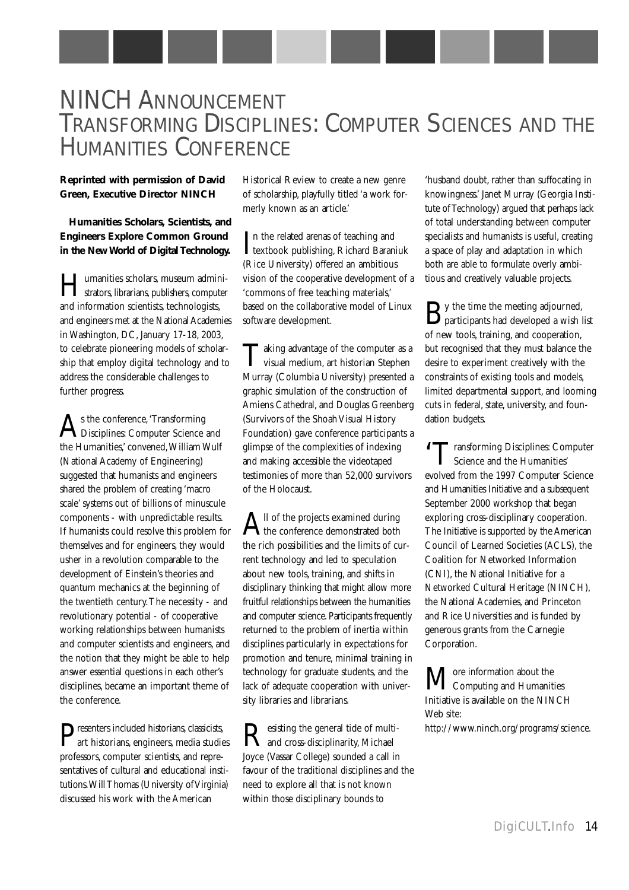# NINCH Announcement

# Transforming Disciplines: Computer Sciences and the Humanities Conference

**Reprinted with permission of David Green, Executive Director NINCH**

**Humanities Scholars, Scientists, and Engineers Explore Common Ground in the New World of Digital Technology.**

Humanities scholars, museum administrators, librarians, publishers, computer and information scientists, technologists, and engineers met at the National Academies in Washington, DC, January 17-18, 2003, to celebrate pioneering models of scholarship that employ digital technology and to address the considerable challenges to further progress.

As the conference, 'Transforming Disciplines: Computer Science and the Humanities,' convened, William Wulf (National Academy of Engineering) suggested that humanists and engineers shared the problem of creating 'macro scale' systems out of billions of minuscule components - with unpredictable results. If humanists could resolve this problem for themselves and for engineers, they would usher in a revolution comparable to the development of Einstein's theories and quantum mechanics at the beginning of the twentieth century. The necessity - and revolutionary potential - of cooperative working relationships between humanists and computer scientists and engineers, and the notion that they might be able to help answer essential questions in each other's disciplines, became an important theme of the conference.

Presenters included historians, classicists, art historians, engineers, media studies professors, computer scientists, and representatives of cultural and educational institutions. Will Thomas (University of Virginia) discussed his work with the American Historical Review to create a new genre of scholarship, playfully titled 'a work formerly known as an article.'

In the related arenas of teaching and textbook publishing, Richard Baraniuk (Rice University) offered an ambitious vision of the cooperative development of a 'commons of free teaching materials,' based on the collaborative model of Linux software development.

Taking advantage of the computer as a visual medium, art historian Stephen Murray (Columbia University) presented a graphic simulation of the construction of Amiens Cathedral, and Douglas Greenberg (Survivors of the Shoah Visual History Foundation) gave conference participants a glimpse of the complexities of indexing and making accessible the videotaped testimonies of more than 52,000 survivors of the Holocaust.

All of the projects examined during the conference demonstrated both the rich possibilities and the limits of current technology and led to speculation about new tools, training, and shifts in disciplinary thinking that might allow more fruitful relationships between the humanities and computer science. Participants frequently returned to the problem of inertia within disciplines particularly in expectations for promotion and tenure, minimal training in technology for graduate students, and the lack of adequate cooperation with university libraries and librarians.

Resisting the general tide of multi- and cross-disciplinarity, Michael Joyce (Vassar College) sounded a call in favour of the traditional disciplines and the need to explore all that is not known within those disciplinary bounds to 'husband doubt, rather than suffocating in knowingness.' Janet Murray (Georgia Institute of Technology) argued that perhaps lack of total understanding between computer specialists and humanists is useful, creating a space of play and adaptation in which both are able to formulate overly ambitious and creatively valuable projects.

By the time the meeting adjourned, participants had developed a wish list of new tools, training, and cooperation, but recognised that they must balance the desire to experiment creatively with the constraints of existing tools and models, limited departmental support, and looming cuts in federal, state, university, and foundation budgets.

'Transforming Disciplines: Computer Science and the Humanities' evolved from the 1997 Computer Science and Humanities Initiative and a subsequent September 2000 workshop that began exploring cross-disciplinary cooperation. The Initiative is supported by the American Council of Learned Societies (ACLS), the Coalition for Networked Information (CNI), the National Initiative for a Networked Cultural Heritage (NINCH), the National Academies, and Princeton and Rice Universities and is funded by generous grants from the Carnegie Corporation.

More information about the Computing and Humanities Initiative is available on the NINCH Web site:
http://www.ninch.org/programs/science.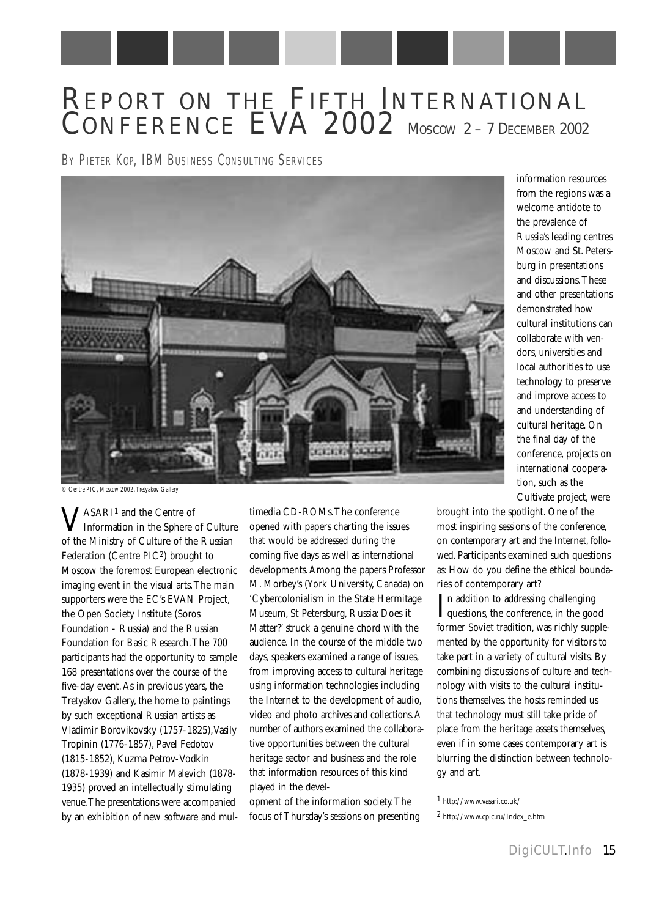# REPORT ON THE FIFTH INTERNATIONAL CONFERENCE EVA 2002 MOSCOW 2 – 7 DECEMBER 2002

BY PIETER KOP, IBM BUSINESS CONSULTING SERVICES

© Centre PIC, Moscow 2002, Tretyakov Gallery

VASARI[1] and the Centre of Information in the Sphere of Culture of the Ministry of Culture of the Russian Federation (Centre PIC[2]) brought to Moscow the foremost European electronic imaging event in the visual arts. The main supporters were the EC's EVAN Project, the Open Society Institute (Soros Foundation - Russia) and the Russian Foundation for Basic Research. The 700 participants had the opportunity to sample 168 presentations over the course of the five-day event. As in previous years, the Tretyakov Gallery, the home to paintings by such exceptional Russian artists as Vladimir Borovikovsky (1757-1825), Vasily Tropinin (1776-1857), Pavel Fedotov (1815-1852), Kuzma Petrov-Vodkin (1878-1939) and Kasimir Malevich (1878-1935) proved an intellectually stimulating venue. The presentations were accompanied by an exhibition of new software and multimedia CD-ROMs. The conference opened with papers charting the issues that would be addressed during the coming five days as well as international developments. Among the papers Professor M. Morbey's (York University, Canada) on 'Cybercolonialism in the State Hermitage Museum, St Petersburg, Russia: Does it Matter?' struck a genuine chord with the audience. In the course of the middle two days, speakers examined a range of issues, from improving access to cultural heritage using information technologies including the Internet to the development of audio, video and photo archives and collections. A number of authors examined the collaborative opportunities between the cultural heritage sector and business and the role that information resources of this kind played in the development of the information society. The focus of Thursday's sessions on presenting information resources from the regions was a welcome antidote to the prevalence of Russia's leading centres Moscow and St. Petersburg in presentations and discussions. These and other presentations demonstrated how cultural institutions can collaborate with vendors, universities and local authorities to use technology to preserve and improve access to and understanding of cultural heritage. On the final day of the conference, projects on international cooperation, such as the Cultivate project, were brought into the spotlight. One of the most inspiring sessions of the conference, on contemporary art and the Internet, followed. Participants examined such questions as: How do you define the ethical boundaries of contemporary art?

In addition to addressing challenging questions, the conference, in the good former Soviet tradition, was richly supplemented by the opportunity for visitors to take part in a variety of cultural visits. By combining discussions of culture and technology with visits to the cultural institutions themselves, the hosts reminded us that technology must still take pride of place from the heritage assets themselves, even if in some cases contemporary art is blurring the distinction between technology and art.

[1] http://www.vasari.co.uk/

[2] http://www.cpic.ru/Index_e.htm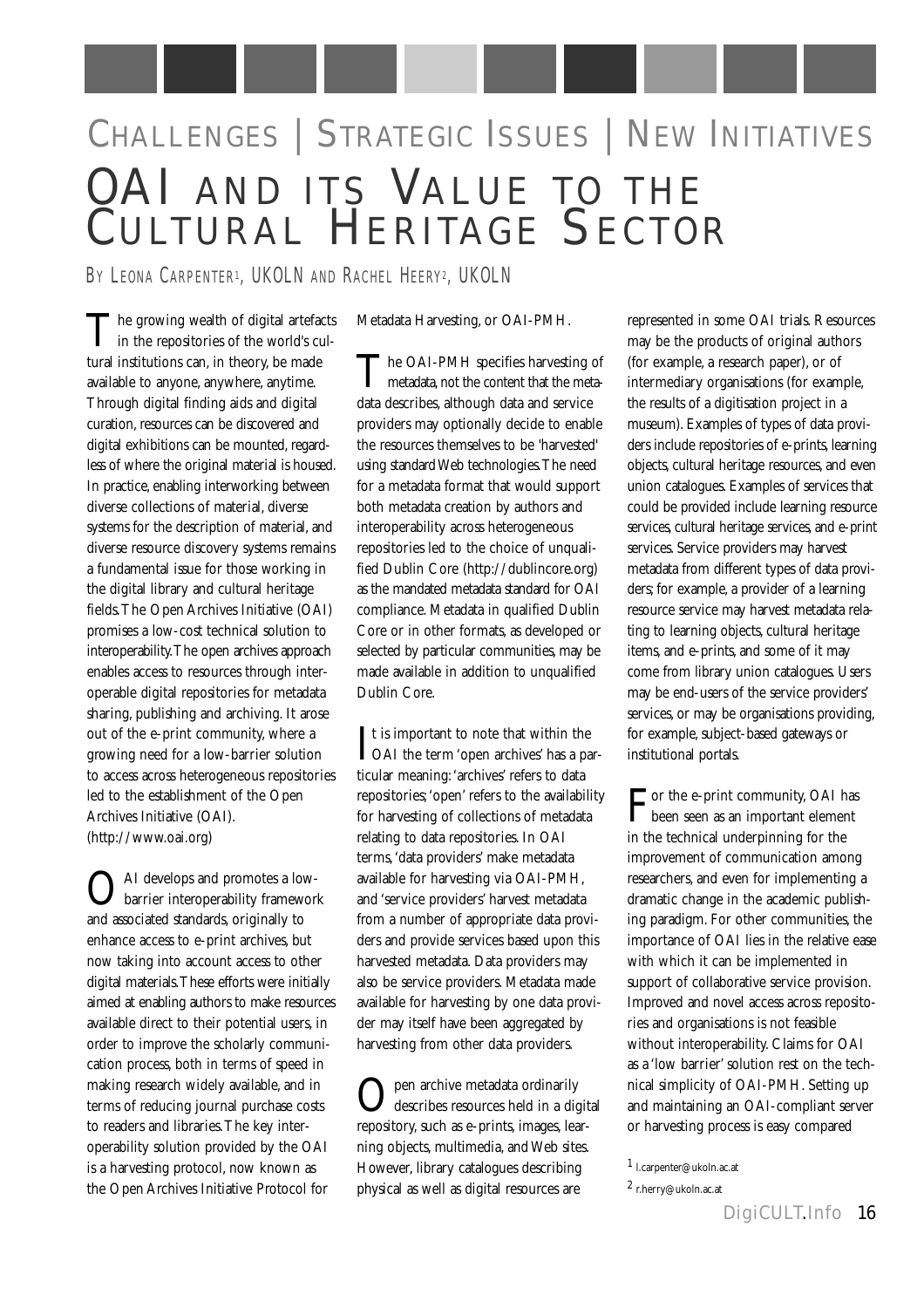CHALLENGES | STRATEGIC ISSUES | NEW INITIATIVES

# OAI AND ITS VALUE TO THE CULTURAL HERITAGE SECTOR

BY LEONA CARPENTER[1], UKOLN AND RACHEL HEERY[2], UKOLN

The growing wealth of digital artefacts in the repositories of the world's cultural institutions can, in theory, be made available to anyone, anywhere, anytime. Through digital finding aids and digital curation, resources can be discovered and digital exhibitions can be mounted, regardless of where the original material is housed. In practice, enabling interworking between diverse collections of material, diverse systems for the description of material, and diverse resource discovery systems remains a fundamental issue for those working in the digital library and cultural heritage fields. The Open Archives Initiative (OAI) promises a low-cost technical solution to interoperability. The open archives approach enables access to resources through interoperable digital repositories for metadata sharing, publishing and archiving. It arose out of the e-print community, where a growing need for a low-barrier solution to access across heterogeneous repositories led to the establishment of the Open Archives Initiative (OAI). (http://www.oai.org)

OAI develops and promotes a low-barrier interoperability framework and associated standards, originally to enhance access to e-print archives, but now taking into account access to other digital materials. These efforts were initially aimed at enabling authors to make resources available direct to their potential users, in order to improve the scholarly communication process, both in terms of speed in making research widely available, and in terms of reducing journal purchase costs to readers and libraries. The key interoperability solution provided by the OAI is a harvesting protocol, now known as the Open Archives Initiative Protocol for Metadata Harvesting, or OAI-PMH.

The OAI-PMH specifies harvesting of metadata, not the content that the metadata describes, although data and service providers may optionally decide to enable the resources themselves to be 'harvested' using standard Web technologies. The need for a metadata format that would support both metadata creation by authors and interoperability across heterogeneous repositories led to the choice of unqualified Dublin Core (http://dublincore.org) as the mandated metadata standard for OAI compliance. Metadata in qualified Dublin Core or in other formats, as developed or selected by particular communities, may be made available in addition to unqualified Dublin Core.

It is important to note that within the OAI the term 'open archives' has a particular meaning: 'archives' refers to data repositories; 'open' refers to the availability for harvesting of collections of metadata relating to data repositories. In OAI terms, 'data providers' make metadata available for harvesting via OAI-PMH, and 'service providers' harvest metadata from a number of appropriate data providers and provide services based upon this harvested metadata. Data providers may also be service providers. Metadata made available for harvesting by one data provider may itself have been aggregated by harvesting from other data providers.

Open archive metadata ordinarily describes resources held in a digital repository, such as e-prints, images, learning objects, multimedia, and Web sites. However, library catalogues describing physical as well as digital resources are represented in some OAI trials. Resources may be the products of original authors (for example, a research paper), or of intermediary organisations (for example, the results of a digitisation project in a museum). Examples of types of data providers include repositories of e-prints, learning objects, cultural heritage resources, and even union catalogues. Examples of services that could be provided include learning resource services, cultural heritage services, and e-print services. Service providers may harvest metadata from different types of data providers; for example, a provider of a learning resource service may harvest metadata relating to learning objects, cultural heritage items, and e-prints, and some of it may come from library union catalogues. Users may be end-users of the service providers' services, or may be organisations providing, for example, subject-based gateways or institutional portals.

For the e-print community, OAI has been seen as an important element in the technical underpinning for the improvement of communication among researchers, and even for implementing a dramatic change in the academic publishing paradigm. For other communities, the importance of OAI lies in the relative ease with which it can be implemented in support of collaborative service provision. Improved and novel access across repositories and organisations is not feasible without interoperability. Claims for OAI as a 'low barrier' solution rest on the technical simplicity of OAI-PMH. Setting up and maintaining an OAI-compliant server or harvesting process is easy compared

[1] l.carpenter@ukoln.ac.at

[2] r.herry@ukoln.ac.at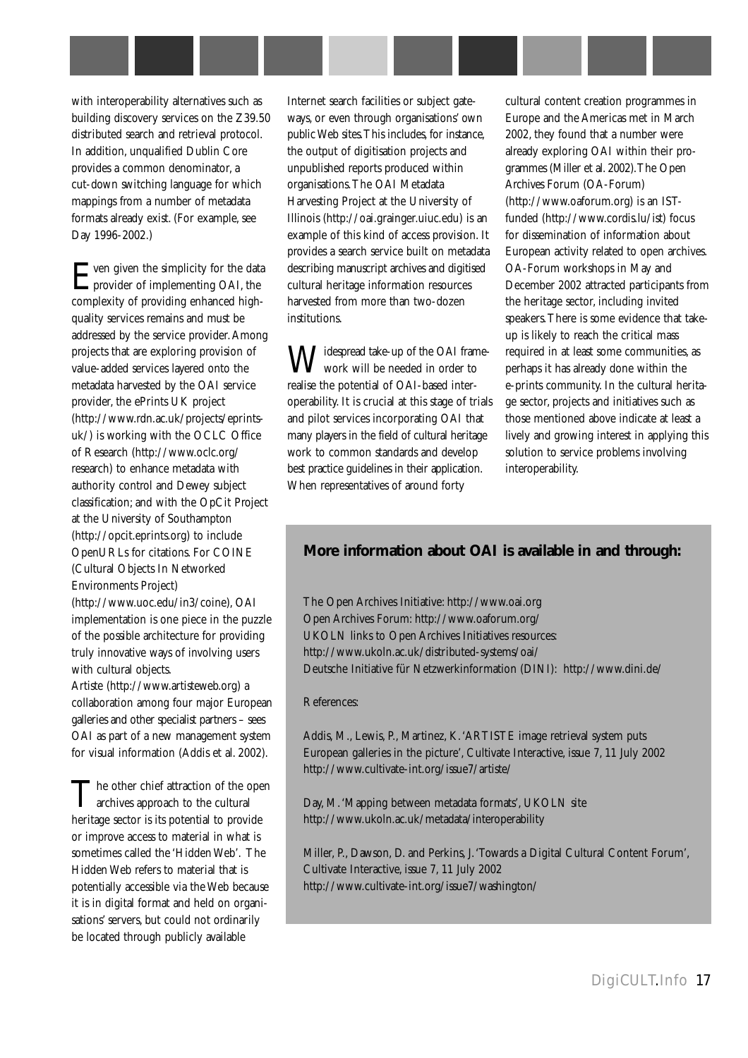with interoperability alternatives such as building discovery services on the Z39.50 distributed search and retrieval protocol. In addition, unqualified Dublin Core provides a common denominator, a cut-down switching language for which mappings from a number of metadata formats already exist. (For example, see Day 1996-2002.)

Even given the simplicity for the data provider of implementing OAI, the complexity of providing enhanced high-quality services remains and must be addressed by the service provider. Among projects that are exploring provision of value-added services layered onto the metadata harvested by the OAI service provider, the ePrints UK project (http://www.rdn.ac.uk/projects/eprints-uk/) is working with the OCLC Office of Research (http://www.oclc.org/research) to enhance metadata with authority control and Dewey subject classification; and with the OpCit Project at the University of Southampton (http://opcit.eprints.org) to include OpenURLs for citations. For COINE (Cultural Objects In Networked Environments Project) (http://www.uoc.edu/in3/coine), OAI implementation is one piece in the puzzle of the possible architecture for providing truly innovative ways of involving users with cultural objects.
Artiste (http://www.artisteweb.org) a collaboration among four major European galleries and other specialist partners – sees OAI as part of a new management system for visual information (Addis et al. 2002).

The other chief attraction of the open archives approach to the cultural heritage sector is its potential to provide or improve access to material in what is sometimes called the 'Hidden Web'. The Hidden Web refers to material that is potentially accessible via the Web because it is in digital format and held on organisations' servers, but could not ordinarily be located through publicly available Internet search facilities or subject gateways, or even through organisations' own public Web sites. This includes, for instance, the output of digitisation projects and unpublished reports produced within organisations. The OAI Metadata Harvesting Project at the University of Illinois (http://oai.grainger.uiuc.edu) is an example of this kind of access provision. It provides a search service built on metadata describing manuscript archives and digitised cultural heritage information resources harvested from more than two-dozen institutions.

Widespread take-up of the OAI framework will be needed in order to realise the potential of OAI-based interoperability. It is crucial at this stage of trials and pilot services incorporating OAI that many players in the field of cultural heritage work to common standards and develop best practice guidelines in their application. When representatives of around forty cultural content creation programmes in Europe and the Americas met in March 2002, they found that a number were already exploring OAI within their programmes (Miller et al. 2002). The Open Archives Forum (OA-Forum) (http://www.oaforum.org) is an IST-funded (http://www.cordis.lu/ist) focus for dissemination of information about European activity related to open archives. OA-Forum workshops in May and December 2002 attracted participants from the heritage sector, including invited speakers. There is some evidence that take-up is likely to reach the critical mass required in at least some communities, as perhaps it has already done within the e-prints community. In the cultural heritage sector, projects and initiatives such as those mentioned above indicate at least a lively and growing interest in applying this solution to service problems involving interoperability.

**More information about OAI is available in and through:**

The Open Archives Initiative: http://www.oai.org
Open Archives Forum: http://www.oaforum.org/
UKOLN links to Open Archives Initiatives resources: http://www.ukoln.ac.uk/distributed-systems/oai/
Deutsche Initiative für Netzwerkinformation (DINI): http://www.dini.de/

References:

Addis, M., Lewis, P., Martinez, K. 'ARTISTE image retrieval system puts European galleries in the picture', Cultivate Interactive, issue 7, 11 July 2002 http://www.cultivate-int.org/issue7/artiste/

Day, M. 'Mapping between metadata formats', UKOLN site http://www.ukoln.ac.uk/metadata/interoperability

Miller, P., Dawson, D. and Perkins, J. 'Towards a Digital Cultural Content Forum', Cultivate Interactive, issue 7, 11 July 2002 http://www.cultivate-int.org/issue7/washington/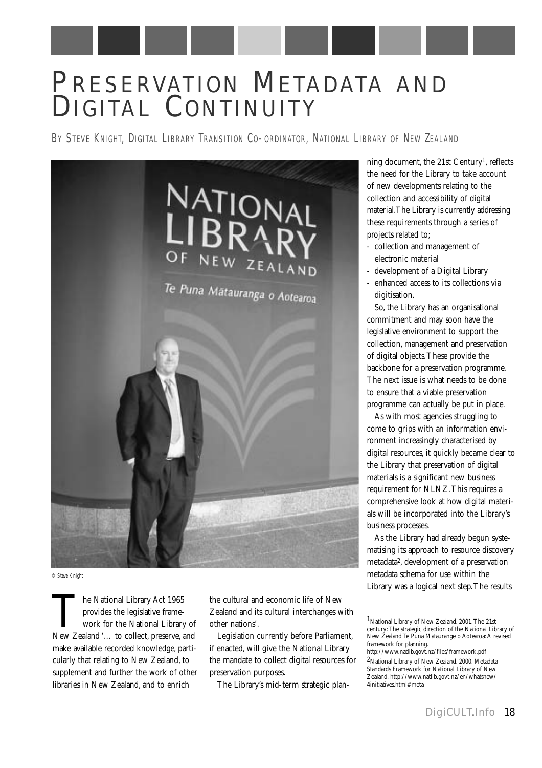# PRESERVATION METADATA AND DIGITAL CONTINUITY

BY STEVE KNIGHT, DIGITAL LIBRARY TRANSITION CO-ORDINATOR, NATIONAL LIBRARY OF NEW ZEALAND

© Steve Knight

The National Library Act 1965 provides the legislative framework for the National Library of New Zealand '... to collect, preserve, and make available recorded knowledge, particularly that relating to New Zealand, to supplement and further the work of other libraries in New Zealand, and to enrich the cultural and economic life of New Zealand and its cultural interchanges with other nations'.

Legislation currently before Parliament, if enacted, will give the National Library the mandate to collect digital resources for preservation purposes.

The Library's mid-term strategic planning document, the 21st Century[1], reflects the need for the Library to take account of new developments relating to the collection and accessibility of digital material. The Library is currently addressing these requirements through a series of projects related to;

- collection and management of electronic material
- development of a Digital Library
- enhanced access to its collections via digitisation.

So, the Library has an organisational commitment and may soon have the legislative environment to support the collection, management and preservation of digital objects. These provide the backbone for a preservation programme. The next issue is what needs to be done to ensure that a viable preservation programme can actually be put in place.

As with most agencies struggling to come to grips with an information environment increasingly characterised by digital resources, it quickly became clear to the Library that preservation of digital materials is a significant new business requirement for NLNZ. This requires a comprehensive look at how digital materials will be incorporated into the Library's business processes.

As the Library had already begun systematising its approach to resource discovery metadata[2], development of a preservation metadata schema for use within the Library was a logical next step. The results

[1] National Library of New Zealand. 2001. The 21st century: The strategic direction of the National Library of New Zealand Te Puna Matauranga o Aotearoa: A revised framework for planning. http://www.natlib.govt.nz/files/framework.pdf

[2] National Library of New Zealand. 2000. Metadata Standards Framework for National Library of New Zealand. http://www.natlib.govt.nz/en/whatsnew/4initiatives.html#meta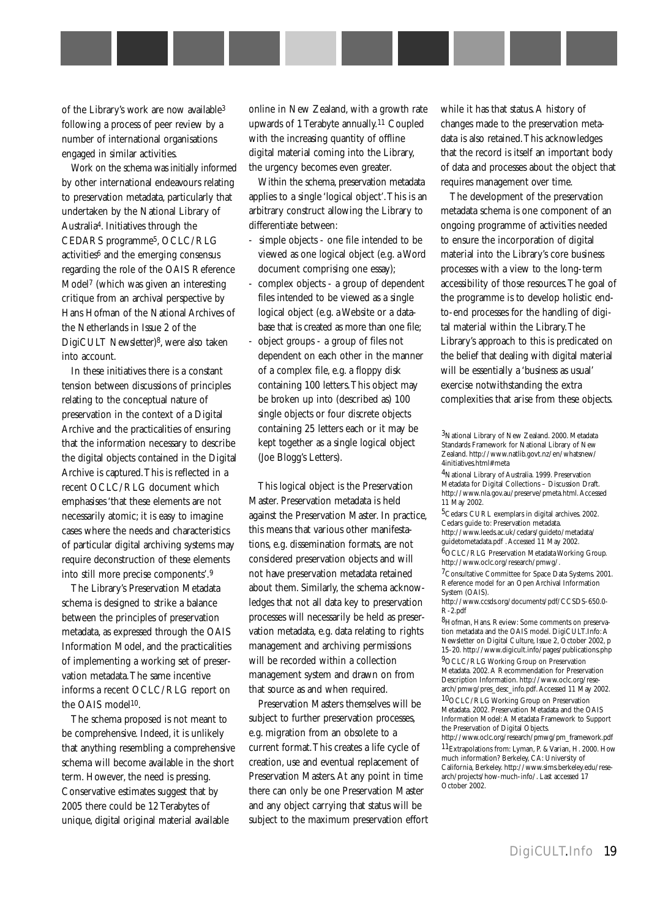of the Library's work are now available[3] following a process of peer review by a number of international organisations engaged in similar activities.

Work on the schema was initially informed by other international endeavours relating to preservation metadata, particularly that undertaken by the National Library of Australia[4]. Initiatives through the CEDARS programme[5], OCLC/RLG activities[6] and the emerging consensus regarding the role of the OAIS Reference Model[7] (which was given an interesting critique from an archival perspective by Hans Hofman of the National Archives of the Netherlands in Issue 2 of the DigiCULT Newsletter)[8], were also taken into account.

In these initiatives there is a constant tension between discussions of principles relating to the conceptual nature of preservation in the context of a Digital Archive and the practicalities of ensuring that the information necessary to describe the digital objects contained in the Digital Archive is captured. This is reflected in a recent OCLC/RLG document which emphasises 'that these elements are not necessarily atomic; it is easy to imagine cases where the needs and characteristics of particular digital archiving systems may require deconstruction of these elements into still more precise components'.[9]

The Library's Preservation Metadata schema is designed to strike a balance between the principles of preservation metadata, as expressed through the OAIS Information Model, and the practicalities of implementing a working set of preservation metadata. The same incentive informs a recent OCLC/RLG report on the OAIS model[10].

The schema proposed is not meant to be comprehensive. Indeed, it is unlikely that anything resembling a comprehensive schema will become available in the short term. However, the need is pressing. Conservative estimates suggest that by 2005 there could be 12 Terabytes of unique, digital original material available online in New Zealand, with a growth rate upwards of 1 Terabyte annually.[11] Coupled with the increasing quantity of offline digital material coming into the Library, the urgency becomes even greater.

Within the schema, preservation metadata applies to a single 'logical object'. This is an arbitrary construct allowing the Library to differentiate between:

- simple objects - one file intended to be viewed as one logical object (e.g. a Word document comprising one essay);
- complex objects - a group of dependent files intended to be viewed as a single logical object (e.g. a Website or a database that is created as more than one file;
- object groups - a group of files not dependent on each other in the manner of a complex file, e.g. a floppy disk containing 100 letters. This object may be broken up into (described as) 100 single objects or four discrete objects containing 25 letters each or it may be kept together as a single logical object (Joe Blogg's Letters).

This logical object is the Preservation Master. Preservation metadata is held against the Preservation Master. In practice, this means that various other manifestations, e.g. dissemination formats, are not considered preservation objects and will not have preservation metadata retained about them. Similarly, the schema acknowledges that not all data key to preservation processes will necessarily be held as preservation metadata, e.g. data relating to rights management and archiving permissions will be recorded within a collection management system and drawn on from that source as and when required.

Preservation Masters themselves will be subject to further preservation processes, e.g. migration from an obsolete to a current format. This creates a life cycle of creation, use and eventual replacement of Preservation Masters. At any point in time there can only be one Preservation Master and any object carrying that status will be subject to the maximum preservation effort while it has that status. A history of changes made to the preservation metadata is also retained. This acknowledges that the record is itself an important body of data and processes about the object that requires management over time.

The development of the preservation metadata schema is one component of an ongoing programme of activities needed to ensure the incorporation of digital material into the Library's core business processes with a view to the long-term accessibility of those resources. The goal of the programme is to develop holistic end-to-end processes for the handling of digital material within the Library. The Library's approach to this is predicated on the belief that dealing with digital material will be essentially a 'business as usual' exercise notwithstanding the extra complexities that arise from these objects.

[3] National Library of New Zealand. 2000. Metadata Standards Framework for National Library of New Zealand. http://www.natlib.govt.nz/en/whatsnew/4initiatives.html#meta

[4] National Library of Australia. 1999. Preservation Metadata for Digital Collections – Discussion Draft. http://www.nla.gov.au/preserve/pmeta.html. Accessed 11 May 2002.

[5] Cedars: CURL exemplars in digital archives. 2002. Cedars guide to: Preservation metadata. http://www.leeds.ac.uk/cedars/guideto/metadata/guidetometadata.pdf . Accessed 11 May 2002.

[6] OCLC/RLG Preservation Metadata Working Group. http://www.oclc.org/research/pmwg/.

[7] Consultative Committee for Space Data Systems. 2001. Reference model for an Open Archival Information System (OAIS). http://www.ccsds.org/documents/pdf/CCSDS-650.0-R-2.pdf

[8] Hofman, Hans. Review: Some comments on preservation metadata and the OAIS model. DigiCULT.Info: A Newsletter on Digital Culture, Issue 2, October 2002, p 15-20. http://www.digicult.info/pages/publications.php

[9] OCLC/RLG Working Group on Preservation Metadata. 2002. A Recommendation for Preservation Description Information. http://www.oclc.org/research/pmwg/pres_desc_info.pdf. Accessed 11 May 2002.

[10] OCLC/RLG Working Group on Preservation Metadata. 2002. Preservation Metadata and the OAIS Information Model: A Metadata Framework to Support the Preservation of Digital Objects. http://www.oclc.org/research/pmwg/pm_framework.pdf

[11] Extrapolations from: Lyman, P. & Varian, H. 2000. How much information? Berkeley, CA: University of California, Berkeley. http://www.sims.berkeley.edu/research/projects/how-much-info/. Last accessed 17 October 2002.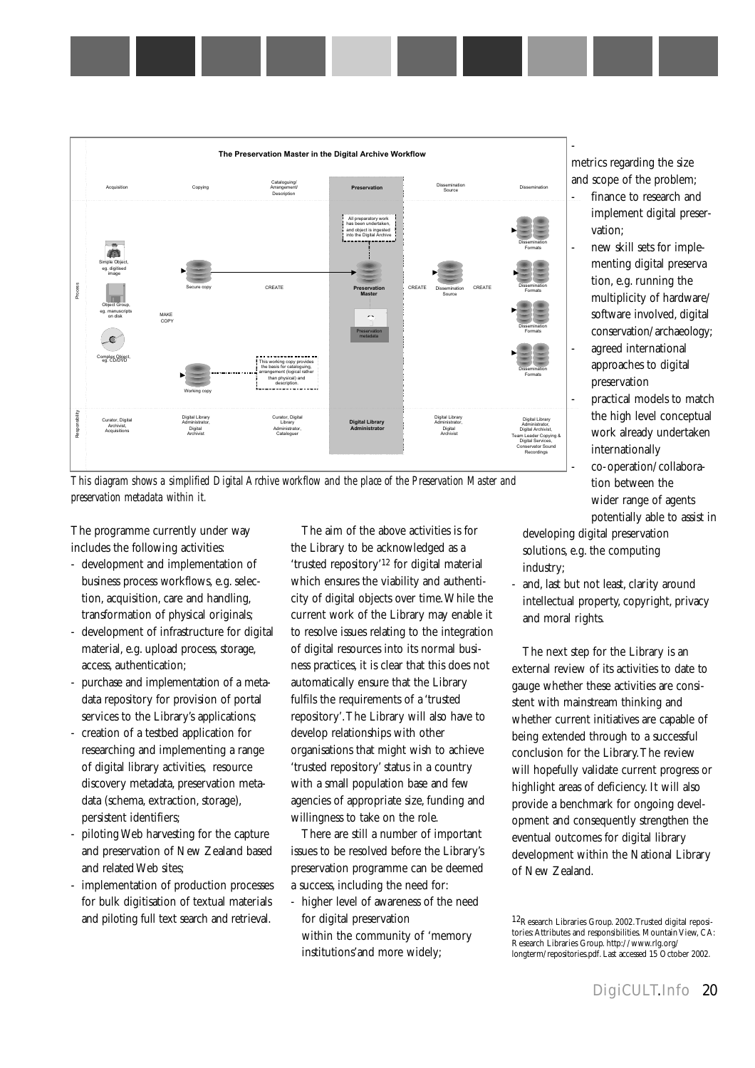### The Preservation Master in the Digital Archive Workflow

*This diagram shows a simplified Digital Archive workflow and the place of the Preservation Master and preservation metadata within it.*

The programme currently under way includes the following activities:

- development and implementation of business process workflows, e.g. selection, acquisition, care and handling, transformation of physical originals;
- development of infrastructure for digital material, e.g. upload process, storage, access, authentication;
- purchase and implementation of a metadata repository for provision of portal services to the Library's applications;
- creation of a testbed application for researching and implementing a range of digital library activities, resource discovery metadata, preservation metadata (schema, extraction, storage), persistent identifiers;
- piloting Web harvesting for the capture and preservation of New Zealand based and related Web sites;
- implementation of production processes for bulk digitisation of textual materials and piloting full text search and retrieval.

The aim of the above activities is for the Library to be acknowledged as a 'trusted repository'[12] for digital material which ensures the viability and authenticity of digital objects over time. While the current work of the Library may enable it to resolve issues relating to the integration of digital resources into its normal business practices, it is clear that this does not automatically ensure that the Library fulfils the requirements of a 'trusted repository'. The Library will also have to develop relationships with other organisations that might wish to achieve 'trusted repository' status in a country with a small population base and few agencies of appropriate size, funding and willingness to take on the role.

There are still a number of important issues to be resolved before the Library's preservation programme can be deemed a success, including the need for:

- higher level of awareness of the need for digital preservation within the community of 'memory institutions' and more widely;
- metrics regarding the size and scope of the problem;
- finance to research and implement digital preservation;
- new skill sets for implementing digital preservation, e.g. running the multiplicity of hardware/software involved, digital conservation/archaeology;
- agreed international approaches to digital preservation
- practical models to match the high level conceptual work already undertaken internationally
- co-operation/collaboration between the wider range of agents potentially able to assist in developing digital preservation solutions, e.g. the computing industry;
- and, last but not least, clarity around intellectual property, copyright, privacy and moral rights.

The next step for the Library is an external review of its activities to date to gauge whether these activities are consistent with mainstream thinking and whether current initiatives are capable of being extended through to a successful conclusion for the Library. The review will hopefully validate current progress or highlight areas of deficiency. It will also provide a benchmark for ongoing development and consequently strengthen the eventual outcomes for digital library development within the National Library of New Zealand.

[12] Research Libraries Group. 2002. Trusted digital repositories: Attributes and responsibilities. Mountain View, CA: Research Libraries Group. http://www.rlg.org/longterm/repositories.pdf. Last accessed 15 October 2002.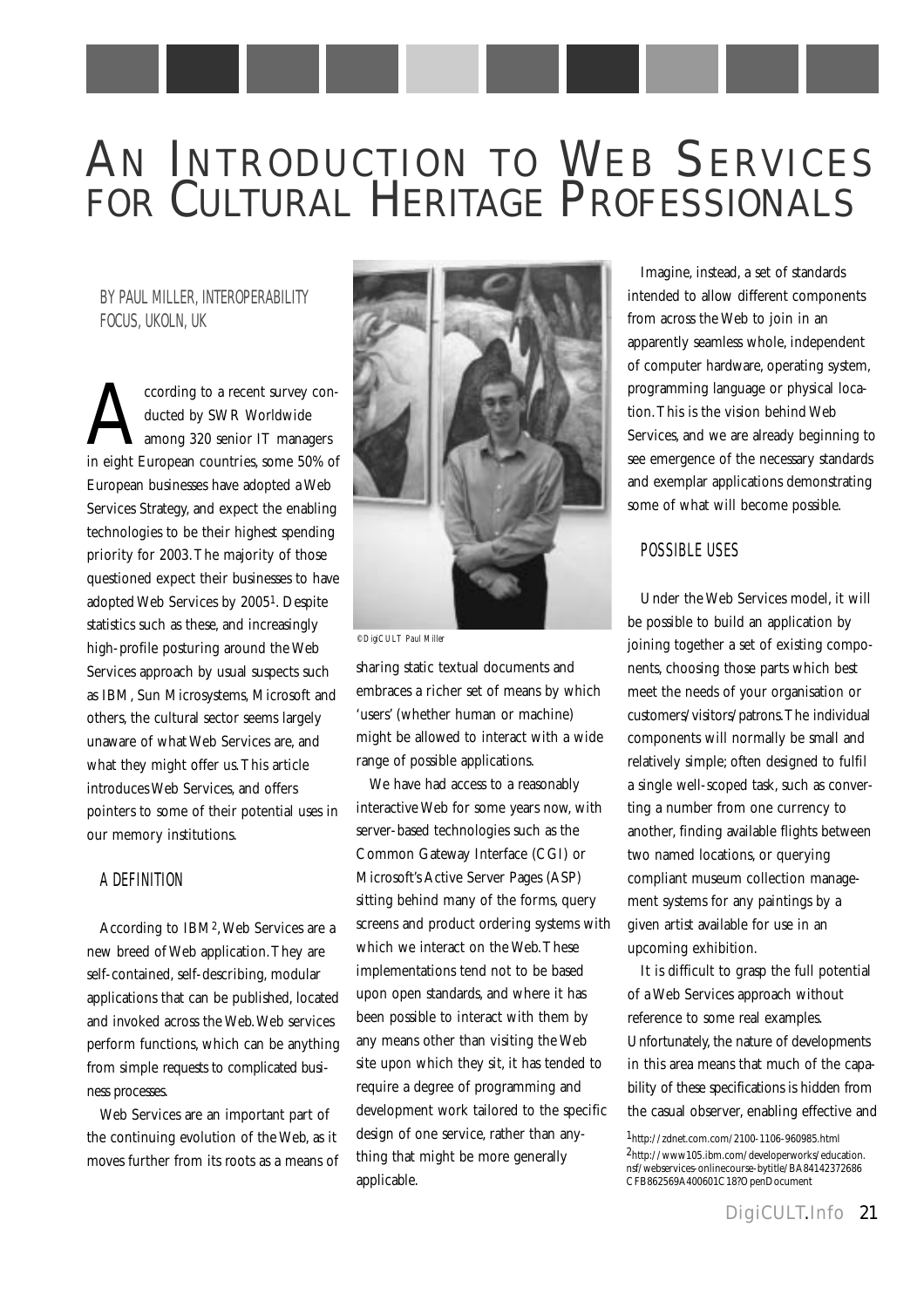# AN INTRODUCTION TO WEB SERVICES FOR CULTURAL HERITAGE PROFESSIONALS

BY PAUL MILLER, INTEROPERABILITY FOCUS, UKOLN, UK

According to a recent survey conducted by SWR Worldwide among 320 senior IT managers in eight European countries, some 50% of European businesses have adopted a Web Services Strategy, and expect the enabling technologies to be their highest spending priority for 2003. The majority of those questioned expect their businesses to have adopted Web Services by 2005[1]. Despite statistics such as these, and increasingly high-profile posturing around the Web Services approach by usual suspects such as IBM, Sun Microsystems, Microsoft and others, the cultural sector seems largely unaware of what Web Services are, and what they might offer us. This article introduces Web Services, and offers pointers to some of their potential uses in our memory institutions.

## A DEFINITION

According to IBM[2], Web Services are a new breed of Web application. They are self-contained, self-describing, modular applications that can be published, located and invoked across the Web. Web services perform functions, which can be anything from simple requests to complicated business processes.

Web Services are an important part of the continuing evolution of the Web, as it moves further from its roots as a means of sharing static textual documents and embraces a richer set of means by which 'users' (whether human or machine) might be allowed to interact with a wide range of possible applications.

©DigiCULT Paul Miller

We have had access to a reasonably interactive Web for some years now, with server-based technologies such as the Common Gateway Interface (CGI) or Microsoft's Active Server Pages (ASP) sitting behind many of the forms, query screens and product ordering systems with which we interact on the Web. These implementations tend not to be based upon open standards, and where it has been possible to interact with them by any means other than visiting the Web site upon which they sit, it has tended to require a degree of programming and development work tailored to the specific design of one service, rather than anything that might be more generally applicable.

Imagine, instead, a set of standards intended to allow different components from across the Web to join in an apparently seamless whole, independent of computer hardware, operating system, programming language or physical location. This is the vision behind Web Services, and we are already beginning to see emergence of the necessary standards and exemplar applications demonstrating some of what will become possible.

## POSSIBLE USES

Under the Web Services model, it will be possible to build an application by joining together a set of existing components, choosing those parts which best meet the needs of your organisation or customers/visitors/patrons. The individual components will normally be small and relatively simple; often designed to fulfil a single well-scoped task, such as converting a number from one currency to another, finding available flights between two named locations, or querying compliant museum collection management systems for any paintings by a given artist available for use in an upcoming exhibition.

It is difficult to grasp the full potential of a Web Services approach without reference to some real examples. Unfortunately, the nature of developments in this area means that much of the capability of these specifications is hidden from the casual observer, enabling effective and

[1] http://zdnet.com.com/2100-1106-960985.html

[2] http://www105.ibm.com/developerworks/education.nsf/webservices-onlinecourse-bytitle/BA84142372686CFB862569A400601C18?OpenDocument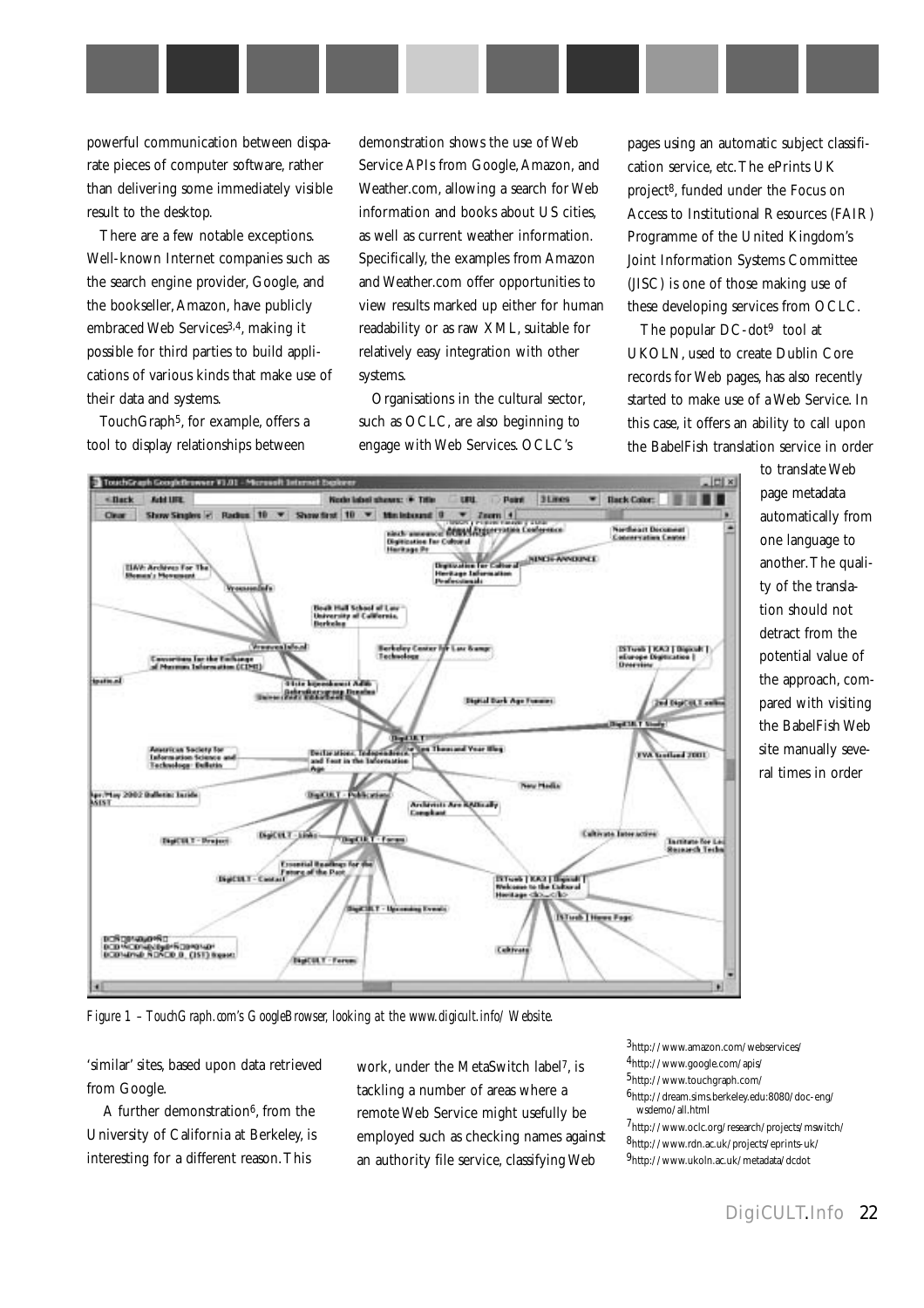powerful communication between disparate pieces of computer software, rather than delivering some immediately visible result to the desktop.

There are a few notable exceptions. Well-known Internet companies such as the search engine provider, Google, and the bookseller, Amazon, have publicly embraced Web Services[3,4], making it possible for third parties to build applications of various kinds that make use of their data and systems.

TouchGraph[5], for example, offers a tool to display relationships between 'similar' sites, based upon data retrieved from Google.

A further demonstration[6], from the University of California at Berkeley, is interesting for a different reason. This demonstration shows the use of Web Service APIs from Google, Amazon, and Weather.com, allowing a search for Web information and books about US cities, as well as current weather information. Specifically, the examples from Amazon and Weather.com offer opportunities to view results marked up either for human readability or as raw XML, suitable for relatively easy integration with other systems.

Organisations in the cultural sector, such as OCLC, are also beginning to engage with Web Services. OCLC's work, under the MetaSwitch label[7], is tackling a number of areas where a remote Web Service might usefully be employed such as checking names against an authority file service, classifying Web pages using an automatic subject classification service, etc. The ePrints UK project[8], funded under the Focus on Access to Institutional Resources (FAIR) Programme of the United Kingdom's Joint Information Systems Committee (JISC) is one of those making use of these developing services from OCLC.

The popular DC-dot[9] tool at UKOLN, used to create Dublin Core records for Web pages, has also recently started to make use of a Web Service. In this case, it offers an ability to call upon the BabelFish translation service in order to translate Web page metadata automatically from one language to another. The quality of the translation should not detract from the potential value of the approach, compared with visiting the BabelFish Web site manually several times in order

*Figure 1 – TouchGraph.com's GoogleBrowser, looking at the www.digicult.info/ Website.*

[3]http://www.amazon.com/webservices/
[4]http://www.google.com/apis/
[5]http://www.touchgraph.com/
[6]http://dream.sims.berkeley.edu:8080/doc-eng/wsdemo/all.html
[7]http://www.oclc.org/research/projects/mswitch/
[8]http://www.rdn.ac.uk/projects/eprints-uk/
[9]http://www.ukoln.ac.uk/metadata/dcdot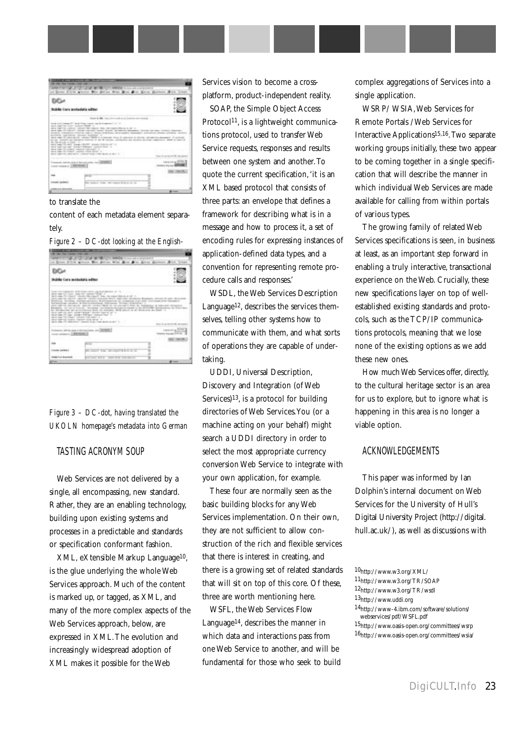to translate the content of each metadata element separately.

*Figure 2 – DC-dot looking at the English-*

*Figure 3 – DC-dot, having translated the UKOLN homepage's metadata into German*

## TASTING ACRONYM SOUP

Web Services are not delivered by a single, all encompassing, new standard. Rather, they are an enabling technology, building upon existing systems and processes in a predictable and standards or specification conformant fashion.

XML, eXtensible Markup Language[10], is the glue underlying the whole Web Services approach. Much of the content is marked up, or tagged, as XML, and many of the more complex aspects of the Web Services approach, below, are expressed in XML. The evolution and increasingly widespread adoption of XML makes it possible for the Web Services vision to become a cross-platform, product-independent reality.

SOAP, the Simple Object Access Protocol[11], is a lightweight communications protocol, used to transfer Web Service requests, responses and results between one system and another. To quote the current specification, 'it is an XML based protocol that consists of three parts: an envelope that defines a framework for describing what is in a message and how to process it, a set of encoding rules for expressing instances of application-defined data types, and a convention for representing remote procedure calls and responses.'

WSDL, the Web Services Description Language[12], describes the services themselves, telling other systems how to communicate with them, and what sorts of operations they are capable of undertaking.

UDDI, Universal Description, Discovery and Integration (of Web Services)[13], is a protocol for building directories of Web Services. You (or a machine acting on your behalf) might search a UDDI directory in order to select the most appropriate currency conversion Web Service to integrate with your own application, for example.

These four are normally seen as the basic building blocks for any Web Services implementation. On their own, they are not sufficient to allow construction of the rich and flexible services that there is interest in creating, and there is a growing set of related standards that will sit on top of this core. Of these, three are worth mentioning here.

WSFL, the Web Services Flow Language[14], describes the manner in which data and interactions pass from one Web Service to another, and will be fundamental for those who seek to build complex aggregations of Services into a single application.

WSRP/ WSIA, Web Services for Remote Portals / Web Services for Interactive Applications[15,16]. Two separate working groups initially, these two appear to be coming together in a single specification that will describe the manner in which individual Web Services are made available for calling from within portals of various types.

The growing family of related Web Services specifications is seen, in business at least, as an important step forward in enabling a truly interactive, transactional experience on the Web. Crucially, these new specifications layer on top of well-established existing standards and protocols, such as the TCP/IP communications protocols, meaning that we lose none of the existing options as we add these new ones.

How much Web Services offer, directly, to the cultural heritage sector is an area for us to explore, but to ignore what is happening in this area is no longer a viable option.

## ACKNOWLEDGEMENTS

This paper was informed by Ian Dolphin's internal document on Web Services for the University of Hull's Digital University Project (http://digital.hull.ac.uk/), as well as discussions with

---

[10] http://www.w3.org/XML/

[11] http://www.w3.org/TR/SOAP

[12] http://www.w3.org/TR/wsdl

[13] http://www.uddi.org

[14] http://www-4.ibm.com/software/solutions/webservices/pdf/WSFL.pdf

[15] http://www.oasis-open.org/committees/wsrp

[16] http://www.oasis-open.org/committees/wsia/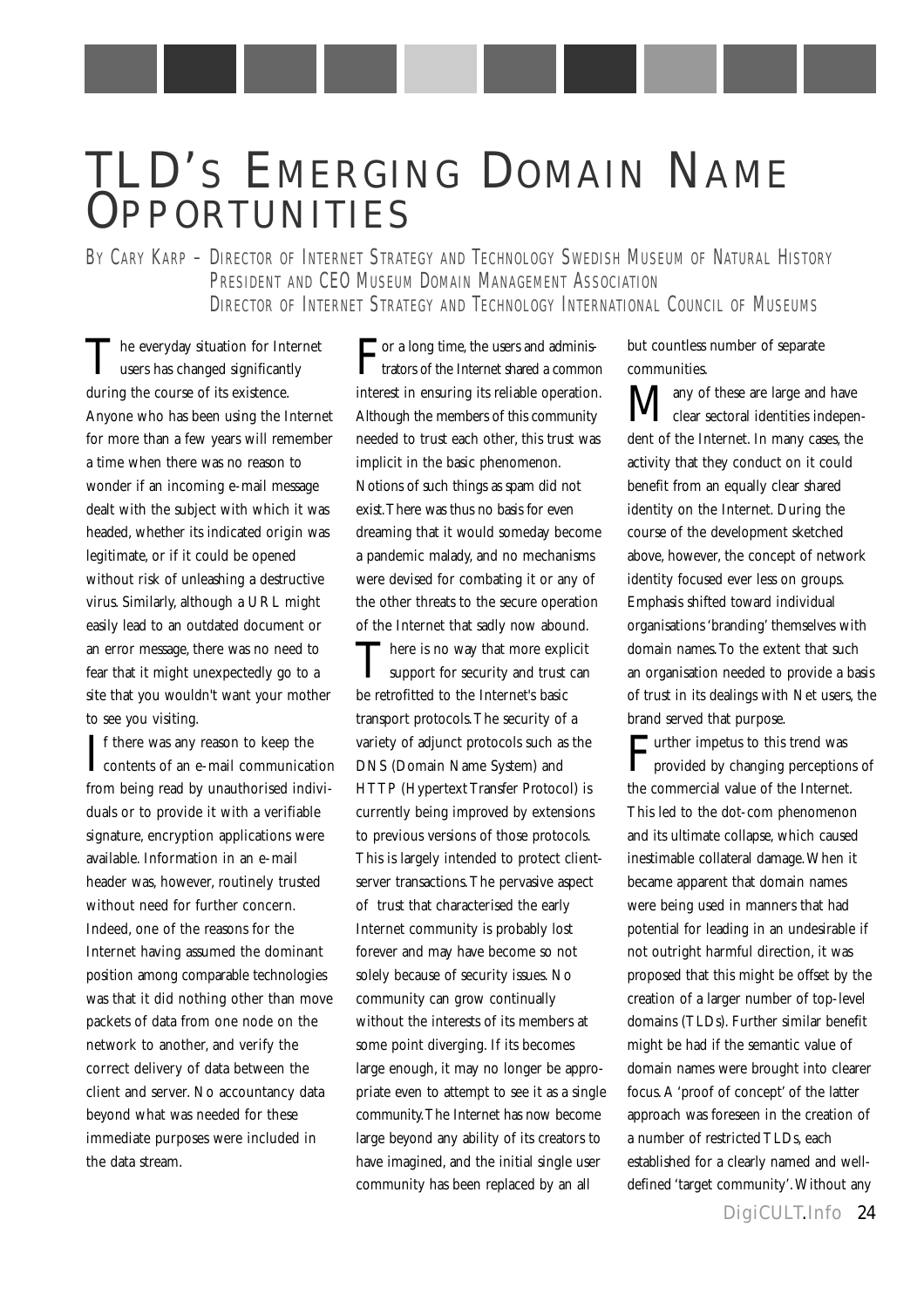# TLD's Emerging Domain Name Opportunities

By Cary Karp – Director of Internet Strategy and Technology Swedish Museum of Natural History
President and CEO Museum Domain Management Association
Director of Internet Strategy and Technology International Council of Museums

The everyday situation for Internet users has changed significantly during the course of its existence. Anyone who has been using the Internet for more than a few years will remember a time when there was no reason to wonder if an incoming e-mail message dealt with the subject with which it was headed, whether its indicated origin was legitimate, or if it could be opened without risk of unleashing a destructive virus. Similarly, although a URL might easily lead to an outdated document or an error message, there was no need to fear that it might unexpectedly go to a site that you wouldn't want your mother to see you visiting.

If there was any reason to keep the contents of an e-mail communication from being read by unauthorised individuals or to provide it with a verifiable signature, encryption applications were available. Information in an e-mail header was, however, routinely trusted without need for further concern. Indeed, one of the reasons for the Internet having assumed the dominant position among comparable technologies was that it did nothing other than move packets of data from one node on the network to another, and verify the correct delivery of data between the client and server. No accountancy data beyond what was needed for these immediate purposes were included in the data stream.

For a long time, the users and administrators of the Internet shared a common interest in ensuring its reliable operation. Although the members of this community needed to trust each other, this trust was implicit in the basic phenomenon. Notions of such things as spam did not exist. There was thus no basis for even dreaming that it would someday become a pandemic malady, and no mechanisms were devised for combating it or any of the other threats to the secure operation of the Internet that sadly now abound.

There is no way that more explicit support for security and trust can be retrofitted to the Internet's basic transport protocols. The security of a variety of adjunct protocols such as the DNS (Domain Name System) and HTTP (Hypertext Transfer Protocol) is currently being improved by extensions to previous versions of those protocols. This is largely intended to protect client-server transactions. The pervasive aspect of trust that characterised the early Internet community is probably lost forever and may have become so not solely because of security issues. No community can grow continually without the interests of its members at some point diverging. If its becomes large enough, it may no longer be appropriate even to attempt to see it as a single community. The Internet has now become large beyond any ability of its creators to have imagined, and the initial single user community has been replaced by an all but countless number of separate communities.

Many of these are large and have clear sectoral identities independent of the Internet. In many cases, the activity that they conduct on it could benefit from an equally clear shared identity on the Internet. During the course of the development sketched above, however, the concept of network identity focused ever less on groups. Emphasis shifted toward individual organisations 'branding' themselves with domain names. To the extent that such an organisation needed to provide a basis of trust in its dealings with Net users, the brand served that purpose.

Further impetus to this trend was provided by changing perceptions of the commercial value of the Internet. This led to the dot-com phenomenon and its ultimate collapse, which caused inestimable collateral damage. When it became apparent that domain names were being used in manners that had potential for leading in an undesirable if not outright harmful direction, it was proposed that this might be offset by the creation of a larger number of top-level domains (TLDs). Further similar benefit might be had if the semantic value of domain names were brought into clearer focus. A 'proof of concept' of the latter approach was foreseen in the creation of a number of restricted TLDs, each established for a clearly named and well-defined 'target community'. Without any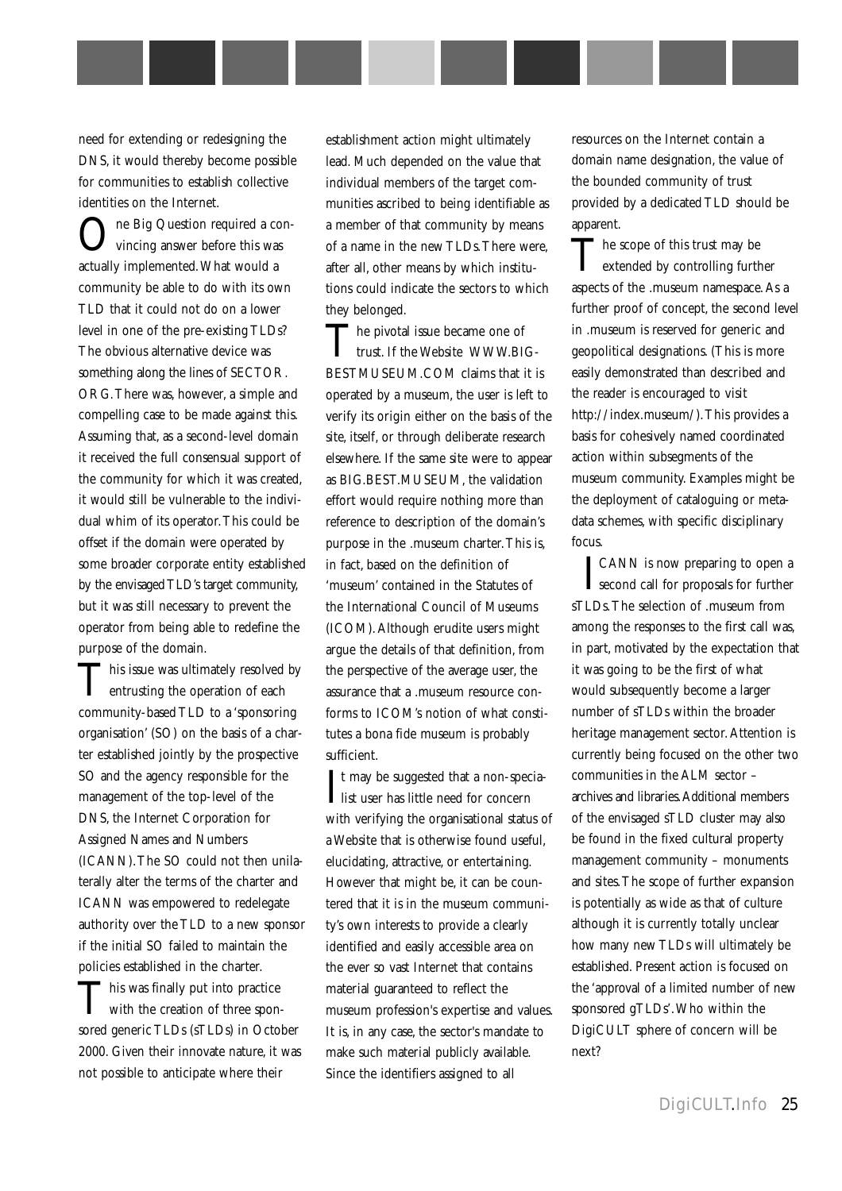need for extending or redesigning the DNS, it would thereby become possible for communities to establish collective identities on the Internet.

One Big Question required a convincing answer before this was actually implemented. What would a community be able to do with its own TLD that it could not do on a lower level in one of the pre-existing TLDs? The obvious alternative device was something along the lines of SECTOR.ORG. There was, however, a simple and compelling case to be made against this. Assuming that, as a second-level domain it received the full consensual support of the community for which it was created, it would still be vulnerable to the individual whim of its operator. This could be offset if the domain were operated by some broader corporate entity established by the envisaged TLD's target community, but it was still necessary to prevent the operator from being able to redefine the purpose of the domain.

This issue was ultimately resolved by entrusting the operation of each community-based TLD to a 'sponsoring organisation' (SO) on the basis of a charter established jointly by the prospective SO and the agency responsible for the management of the top-level of the DNS, the Internet Corporation for Assigned Names and Numbers (ICANN). The SO could not then unilaterally alter the terms of the charter and ICANN was empowered to redelegate authority over the TLD to a new sponsor if the initial SO failed to maintain the policies established in the charter.

This was finally put into practice with the creation of three sponsored generic TLDs (sTLDs) in October 2000. Given their innovate nature, it was not possible to anticipate where their establishment action might ultimately lead. Much depended on the value that individual members of the target communities ascribed to being identifiable as a member of that community by means of a name in the new TLDs. There were, after all, other means by which institutions could indicate the sectors to which they belonged.

The pivotal issue became one of trust. If the Website WWW.BIGBESTMUSEUM.COM claims that it is operated by a museum, the user is left to verify its origin either on the basis of the site, itself, or through deliberate research elsewhere. If the same site were to appear as BIG.BEST.MUSEUM, the validation effort would require nothing more than reference to description of the domain's purpose in the .museum charter. This is, in fact, based on the definition of 'museum' contained in the Statutes of the International Council of Museums (ICOM). Although erudite users might argue the details of that definition, from the perspective of the average user, the assurance that a .museum resource conforms to ICOM's notion of what constitutes a bona fide museum is probably sufficient.

It may be suggested that a non-specialist user has little need for concern with verifying the organisational status of a Website that is otherwise found useful, elucidating, attractive, or entertaining. However that might be, it can be countered that it is in the museum community's own interests to provide a clearly identified and easily accessible area on the ever so vast Internet that contains material guaranteed to reflect the museum profession's expertise and values. It is, in any case, the sector's mandate to make such material publicly available. Since the identifiers assigned to all resources on the Internet contain a domain name designation, the value of the bounded community of trust provided by a dedicated TLD should be apparent.

The scope of this trust may be extended by controlling further aspects of the .museum namespace. As a further proof of concept, the second level in .museum is reserved for generic and geopolitical designations. (This is more easily demonstrated than described and the reader is encouraged to visit http://index.museum/). This provides a basis for cohesively named coordinated action within subsegments of the museum community. Examples might be the deployment of cataloguing or metadata schemes, with specific disciplinary focus.

ICANN is now preparing to open a second call for proposals for further sTLDs. The selection of .museum from among the responses to the first call was, in part, motivated by the expectation that it was going to be the first of what would subsequently become a larger number of sTLDs within the broader heritage management sector. Attention is currently being focused on the other two communities in the ALM sector – archives and libraries. Additional members of the envisaged sTLD cluster may also be found in the fixed cultural property management community – monuments and sites. The scope of further expansion is potentially as wide as that of culture although it is currently totally unclear how many new TLDs will ultimately be established. Present action is focused on the 'approval of a limited number of new sponsored gTLDs'. Who within the DigiCULT sphere of concern will be next?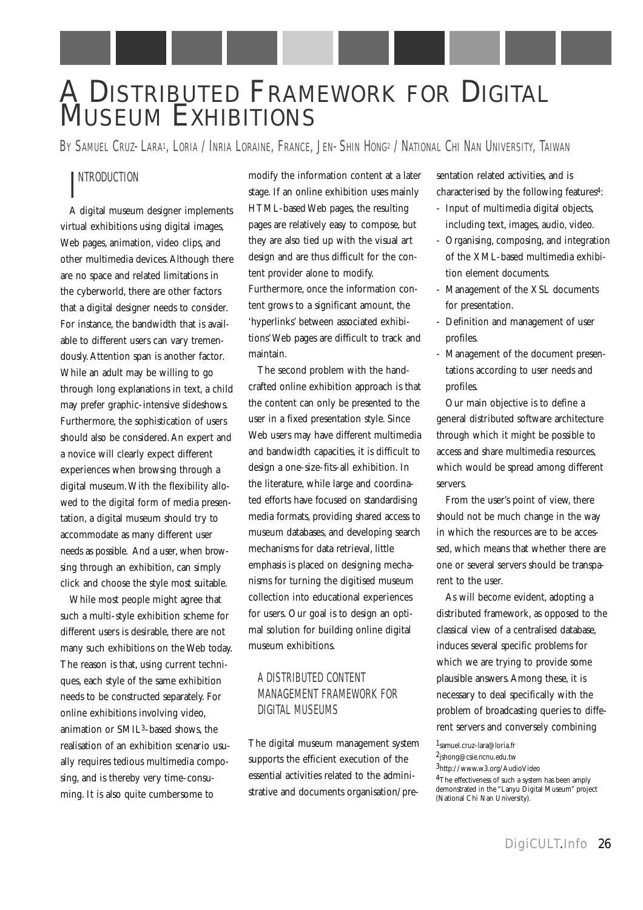# A Distributed Framework for Digital Museum Exhibitions

By Samuel Cruz-Lara[1], LORIA / INRIA Loraine, France, Jen-Shin Hong[2] / National Chi Nan University, Taiwan

## Introduction

A digital museum designer implements virtual exhibitions using digital images, Web pages, animation, video clips, and other multimedia devices. Although there are no space and related limitations in the cyberworld, there are other factors that a digital designer needs to consider. For instance, the bandwidth that is available to different users can vary tremendously. Attention span is another factor. While an adult may be willing to go through long explanations in text, a child may prefer graphic-intensive slideshows. Furthermore, the sophistication of users should also be considered. An expert and a novice will clearly expect different experiences when browsing through a digital museum. With the flexibility allowed to the digital form of media presentation, a digital museum should try to accommodate as many different user needs as possible. And a user, when browsing through an exhibition, can simply click and choose the style most suitable.

While most people might agree that such a multi-style exhibition scheme for different users is desirable, there are not many such exhibitions on the Web today. The reason is that, using current techniques, each style of the same exhibition needs to be constructed separately. For online exhibitions involving video, animation or SMIL[3]-based shows, the realisation of an exhibition scenario usually requires tedious multimedia composing, and is thereby very time-consuming. It is also quite cumbersome to modify the information content at a later stage. If an online exhibition uses mainly HTML-based Web pages, the resulting pages are relatively easy to compose, but they are also tied up with the visual art design and are thus difficult for the content provider alone to modify. Furthermore, once the information content grows to a significant amount, the 'hyperlinks' between associated exhibitions' Web pages are difficult to track and maintain.

The second problem with the handcrafted online exhibition approach is that the content can only be presented to the user in a fixed presentation style. Since Web users may have different multimedia and bandwidth capacities, it is difficult to design a one-size-fits-all exhibition. In the literature, while large and coordinated efforts have focused on standardising media formats, providing shared access to museum databases, and developing search mechanisms for data retrieval, little emphasis is placed on designing mechanisms for turning the digitised museum collection into educational experiences for users. Our goal is to design an optimal solution for building online digital museum exhibitions.

## A Distributed Content Management Framework for Digital Museums

The digital museum management system supports the efficient execution of the essential activities related to the administrative and documents organisation/presentation related activities, and is characterised by the following features[4]:

- Input of multimedia digital objects, including text, images, audio, video.
- Organising, composing, and integration of the XML-based multimedia exhibition element documents.
- Management of the XSL documents for presentation.
- Definition and management of user profiles.
- Management of the document presentations according to user needs and profiles.

Our main objective is to define a general distributed software architecture through which it might be possible to access and share multimedia resources, which would be spread among different servers.

From the user's point of view, there should not be much change in the way in which the resources are to be accessed, which means that whether there are one or several servers should be transparent to the user.

As will become evident, adopting a distributed framework, as opposed to the classical view of a centralised database, induces several specific problems for which we are trying to provide some plausible answers. Among these, it is necessary to deal specifically with the problem of broadcasting queries to different servers and conversely combining

[1] samuel.cruz-lara@loria.fr

[2] jshong@csie.ncnu.edu.tw

[3] http://www.w3.org/AudioVideo

[4] The effectiveness of such a system has been amply demonstrated in the "Lanyu Digital Museum" project (National Chi Nan University).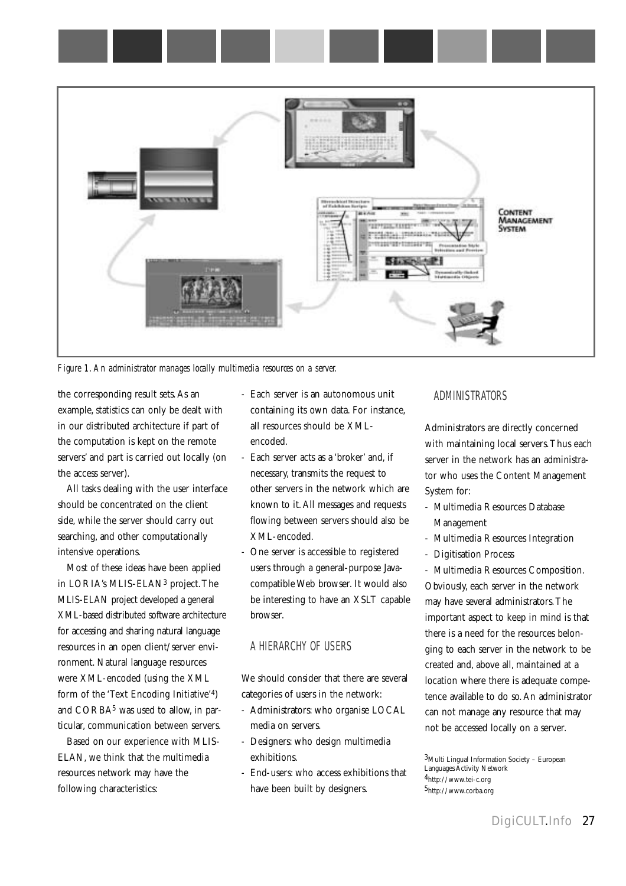Figure 1. An administrator manages locally multimedia resources on a server.

the corresponding result sets. As an example, statistics can only be dealt with in our distributed architecture if part of the computation is kept on the remote servers' and part is carried out locally (on the access server).

All tasks dealing with the user interface should be concentrated on the client side, while the server should carry out searching, and other computationally intensive operations.

Most of these ideas have been applied in LORIA's MLIS-ELAN[3] project. The MLIS-ELAN project developed a general XML-based distributed software architecture for accessing and sharing natural language resources in an open client/server environment. Natural language resources were XML-encoded (using the XML form of the 'Text Encoding Initiative'[4]) and CORBA[5] was used to allow, in particular, communication between servers.

Based on our experience with MLIS-ELAN, we think that the multimedia resources network may have the following characteristics:

- Each server is an autonomous unit containing its own data. For instance, all resources should be XML-encoded.
- Each server acts as a 'broker' and, if necessary, transmits the request to other servers in the network which are known to it. All messages and requests flowing between servers should also be XML-encoded.
- One server is accessible to registered users through a general-purpose Java-compatible Web browser. It would also be interesting to have an XSLT capable browser.

## A HIERARCHY OF USERS

We should consider that there are several categories of users in the network:

- Administrators: who organise LOCAL media on servers.
- Designers: who design multimedia exhibitions.
- End-users: who access exhibitions that have been built by designers.

## ADMINISTRATORS

Administrators are directly concerned with maintaining local servers. Thus each server in the network has an administrator who uses the Content Management System for:

- Multimedia Resources Database Management
- Multimedia Resources Integration
- Digitisation Process
- Multimedia Resources Composition.

Obviously, each server in the network may have several administrators. The important aspect to keep in mind is that there is a need for the resources belonging to each server in the network to be created and, above all, maintained at a location where there is adequate competence available to do so. An administrator can not manage any resource that may not be accessed locally on a server.

[3] Multi Lingual Information Society – European Languages Activity Network
[4] http://www.tei-c.org
[5] http://www.corba.org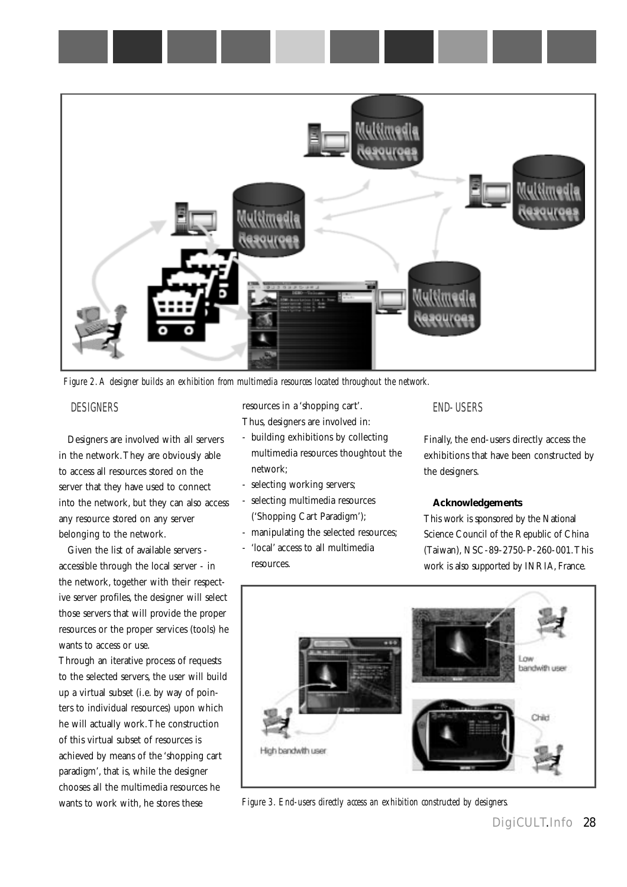Figure 2. A designer builds an exhibition from multimedia resources located throughout the network.

## DESIGNERS

Designers are involved with all servers in the network. They are obviously able to access all resources stored on the server that they have used to connect into the network, but they can also access any resource stored on any server belonging to the network.

Given the list of available servers - accessible through the local server - in the network, together with their respective server profiles, the designer will select those servers that will provide the proper resources or the proper services (tools) he wants to access or use.

Through an iterative process of requests to the selected servers, the user will build up a virtual subset (i.e. by way of pointers to individual resources) upon which he will actually work. The construction of this virtual subset of resources is achieved by means of the 'shopping cart paradigm', that is, while the designer chooses all the multimedia resources he wants to work with, he stores these resources in a 'shopping cart'.

Thus, designers are involved in:

- building exhibitions by collecting multimedia resources thoughtout the network;
- selecting working servers;
- selecting multimedia resources ('Shopping Cart Paradigm');
- manipulating the selected resources;
- 'local' access to all multimedia resources.

## END-USERS

Finally, the end-users directly access the exhibitions that have been constructed by the designers.

**Acknowledgements**

This work is sponsored by the National Science Council of the Republic of China (Taiwan), NSC-89-2750-P-260-001. This work is also supported by INRIA, France.

Figure 3. End-users directly access an exhibition constructed by designers.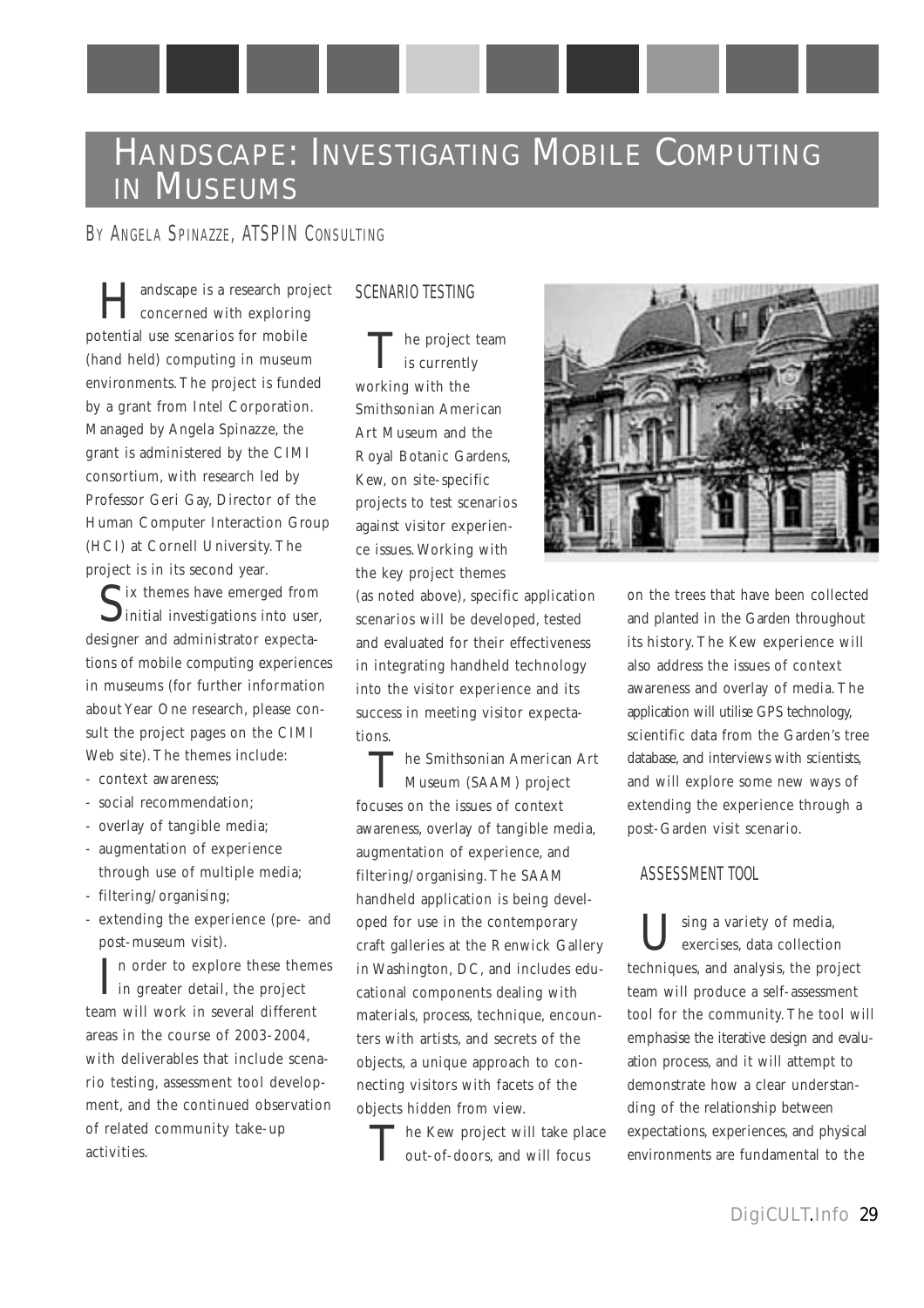# Handscape: Investigating Mobile Computing in Museums

By Angela Spinazze, ATSPIN Consulting

Handscape is a research project concerned with exploring potential use scenarios for mobile (hand held) computing in museum environments. The project is funded by a grant from Intel Corporation. Managed by Angela Spinazze, the grant is administered by the CIMI consortium, with research led by Professor Geri Gay, Director of the Human Computer Interaction Group (HCI) at Cornell University. The project is in its second year.

Six themes have emerged from initial investigations into user, designer and administrator expectations of mobile computing experiences in museums (for further information about Year One research, please consult the project pages on the CIMI Web site). The themes include:

- context awareness;
- social recommendation;
- overlay of tangible media;
- augmentation of experience through use of multiple media;
- filtering/organising;
- extending the experience (pre- and post-museum visit).

In order to explore these themes in greater detail, the project team will work in several different areas in the course of 2003-2004, with deliverables that include scenario testing, assessment tool development, and the continued observation of related community take-up activities.

## Scenario Testing

The project team is currently working with the Smithsonian American Art Museum and the Royal Botanic Gardens, Kew, on site-specific projects to test scenarios against visitor experience issues. Working with the key project themes (as noted above), specific application scenarios will be developed, tested and evaluated for their effectiveness in integrating handheld technology into the visitor experience and its success in meeting visitor expectations.

The Smithsonian American Art Museum (SAAM) project focuses on the issues of context awareness, overlay of tangible media, augmentation of experience, and filtering/organising. The SAAM handheld application is being developed for use in the contemporary craft galleries at the Renwick Gallery in Washington, DC, and includes educational components dealing with materials, process, technique, encounters with artists, and secrets of the objects, a unique approach to connecting visitors with facets of the objects hidden from view.

The Kew project will take place out-of-doors, and will focus on the trees that have been collected and planted in the Garden throughout its history. The Kew experience will also address the issues of context awareness and overlay of media. The application will utilise GPS technology, scientific data from the Garden's tree database, and interviews with scientists, and will explore some new ways of extending the experience through a post-Garden visit scenario.

## Assessment Tool

Using a variety of media, exercises, data collection techniques, and analysis, the project team will produce a self-assessment tool for the community. The tool will emphasise the iterative design and evaluation process, and it will attempt to demonstrate how a clear understanding of the relationship between expectations, experiences, and physical environments are fundamental to the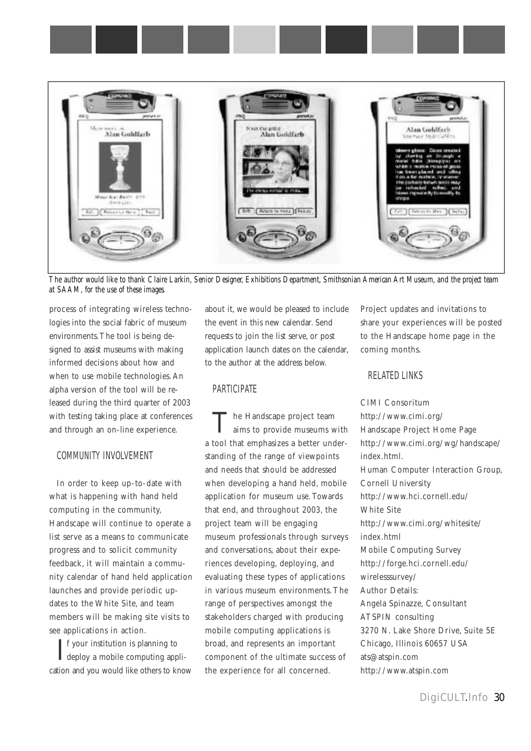*The author would like to thank Claire Larkin, Senior Designer, Exhibitions Department, Smithsonian American Art Museum, and the project team at SAAM, for the use of these images.*

process of integrating wireless technologies into the social fabric of museum environments. The tool is being designed to assist museums with making informed decisions about how and when to use mobile technologies. An alpha version of the tool will be released during the third quarter of 2003 with testing taking place at conferences and through an on-line experience.

## COMMUNITY INVOLVEMENT

In order to keep up-to-date with what is happening with hand held computing in the community, Handscape will continue to operate a list serve as a means to communicate progress and to solicit community feedback, it will maintain a community calendar of hand held application launches and provide periodic updates to the White Site, and team members will be making site visits to see applications in action.

If your institution is planning to deploy a mobile computing application and you would like others to know about it, we would be pleased to include the event in this new calendar. Send requests to join the list serve, or post application launch dates on the calendar, to the author at the address below.

## PARTICIPATE

The Handscape project team aims to provide museums with a tool that emphasizes a better understanding of the range of viewpoints and needs that should be addressed when developing a hand held, mobile application for museum use. Towards that end, and throughout 2003, the project team will be engaging museum professionals through surveys and conversations, about their experiences developing, deploying, and evaluating these types of applications in various museum environments. The range of perspectives amongst the stakeholders charged with producing mobile computing applications is broad, and represents an important component of the ultimate success of the experience for all concerned.

Project updates and invitations to share your experiences will be posted to the Handscape home page in the coming months.

## RELATED LINKS

CIMI Consoritum
http://www.cimi.org/
Handscape Project Home Page
http://www.cimi.org/wg/handscape/index.html.
Human Computer Interaction Group, Cornell University
http://www.hci.cornell.edu/
White Site
http://www.cimi.org/whitesite/index.html
Mobile Computing Survey
http://forge.hci.cornell.edu/wirelesssurvey/
Author Details:
Angela Spinazze, Consultant
ATSPIN consulting
3270 N. Lake Shore Drive, Suite 5E
Chicago, Illinois 60657 USA
ats@atspin.com
http://www.atspin.com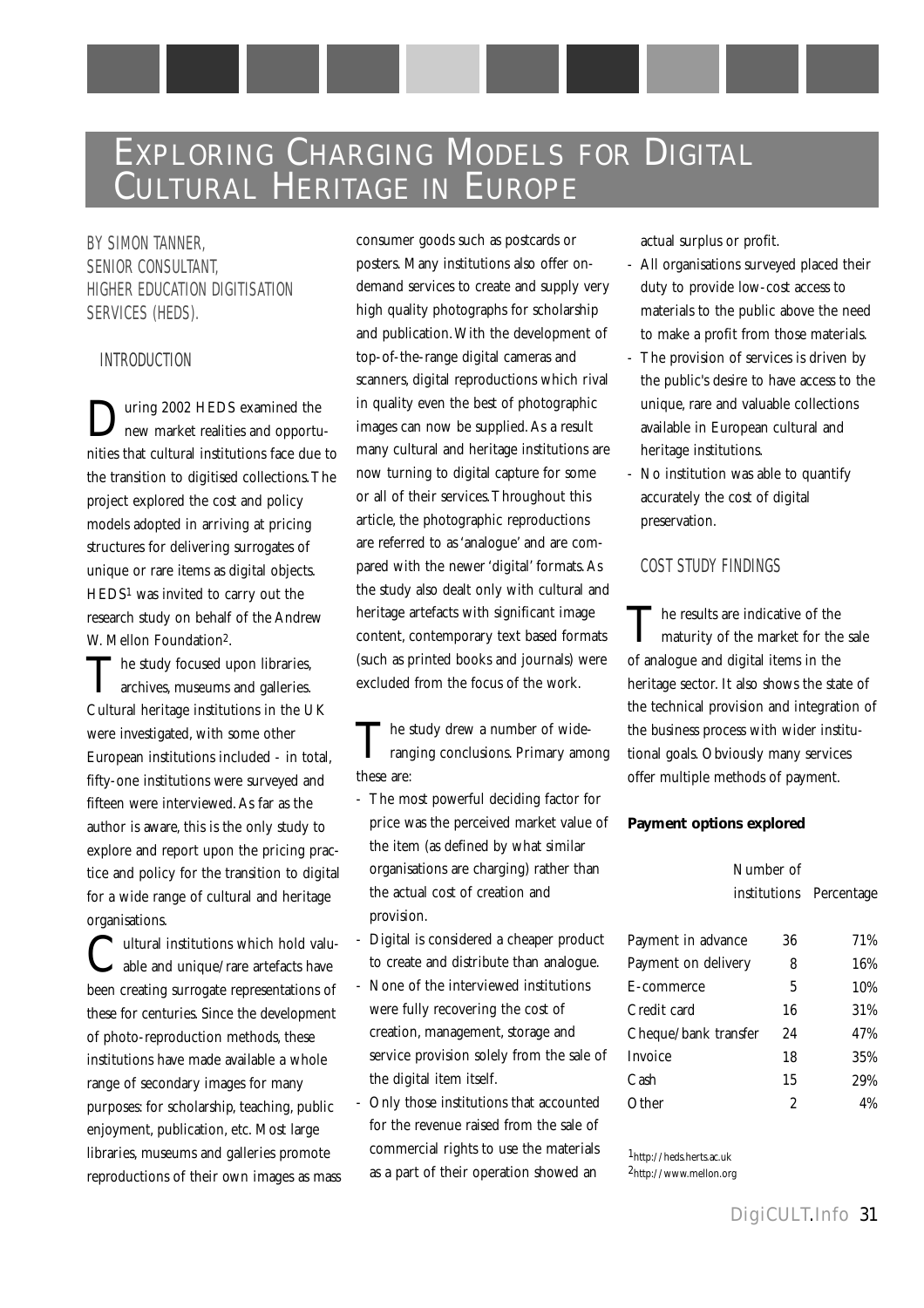# Exploring Charging Models for Digital Cultural Heritage in Europe

BY SIMON TANNER, SENIOR CONSULTANT, HIGHER EDUCATION DIGITISATION SERVICES (HEDS).

## INTRODUCTION

During 2002 HEDS examined the new market realities and opportunities that cultural institutions face due to the transition to digitised collections. The project explored the cost and policy models adopted in arriving at pricing structures for delivering surrogates of unique or rare items as digital objects. HEDS[1] was invited to carry out the research study on behalf of the Andrew W. Mellon Foundation[2].

The study focused upon libraries, archives, museums and galleries. Cultural heritage institutions in the UK were investigated, with some other European institutions included - in total, fifty-one institutions were surveyed and fifteen were interviewed. As far as the author is aware, this is the only study to explore and report upon the pricing practice and policy for the transition to digital for a wide range of cultural and heritage organisations.

Cultural institutions which hold valuable and unique/rare artefacts have been creating surrogate representations of these for centuries. Since the development of photo-reproduction methods, these institutions have made available a whole range of secondary images for many purposes: for scholarship, teaching, public enjoyment, publication, etc. Most large libraries, museums and galleries promote reproductions of their own images as mass consumer goods such as postcards or posters. Many institutions also offer on-demand services to create and supply very high quality photographs for scholarship and publication. With the development of top-of-the-range digital cameras and scanners, digital reproductions which rival in quality even the best of photographic images can now be supplied. As a result many cultural and heritage institutions are now turning to digital capture for some or all of their services. Throughout this article, the photographic reproductions are referred to as 'analogue' and are compared with the newer 'digital' formats. As the study also dealt only with cultural and heritage artefacts with significant image content, contemporary text based formats (such as printed books and journals) were excluded from the focus of the work.

The study drew a number of wide-ranging conclusions. Primary among these are:

- The most powerful deciding factor for price was the perceived market value of the item (as defined by what similar organisations are charging) rather than the actual cost of creation and provision.
- Digital is considered a cheaper product to create and distribute than analogue.
- None of the interviewed institutions were fully recovering the cost of creation, management, storage and service provision solely from the sale of the digital item itself.
- Only those institutions that accounted for the revenue raised from the sale of commercial rights to use the materials as a part of their operation showed an actual surplus or profit.
- All organisations surveyed placed their duty to provide low-cost access to materials to the public above the need to make a profit from those materials.
- The provision of services is driven by the public's desire to have access to the unique, rare and valuable collections available in European cultural and heritage institutions.
- No institution was able to quantify accurately the cost of digital preservation.

## COST STUDY FINDINGS

The results are indicative of the maturity of the market for the sale of analogue and digital items in the heritage sector. It also shows the state of the technical provision and integration of the business process with wider institutional goals. Obviously many services offer multiple methods of payment.

**Payment options explored**

| | Number of institutions | Percentage |
|---|---|---|
| Payment in advance | 36 | 71% |
| Payment on delivery | 8 | 16% |
| E-commerce | 5 | 10% |
| Credit card | 16 | 31% |
| Cheque/bank transfer | 24 | 47% |
| Invoice | 18 | 35% |
| Cash | 15 | 29% |
| Other | 2 | 4% |

[1] http://heds.herts.ac.uk
[2] http://www.mellon.org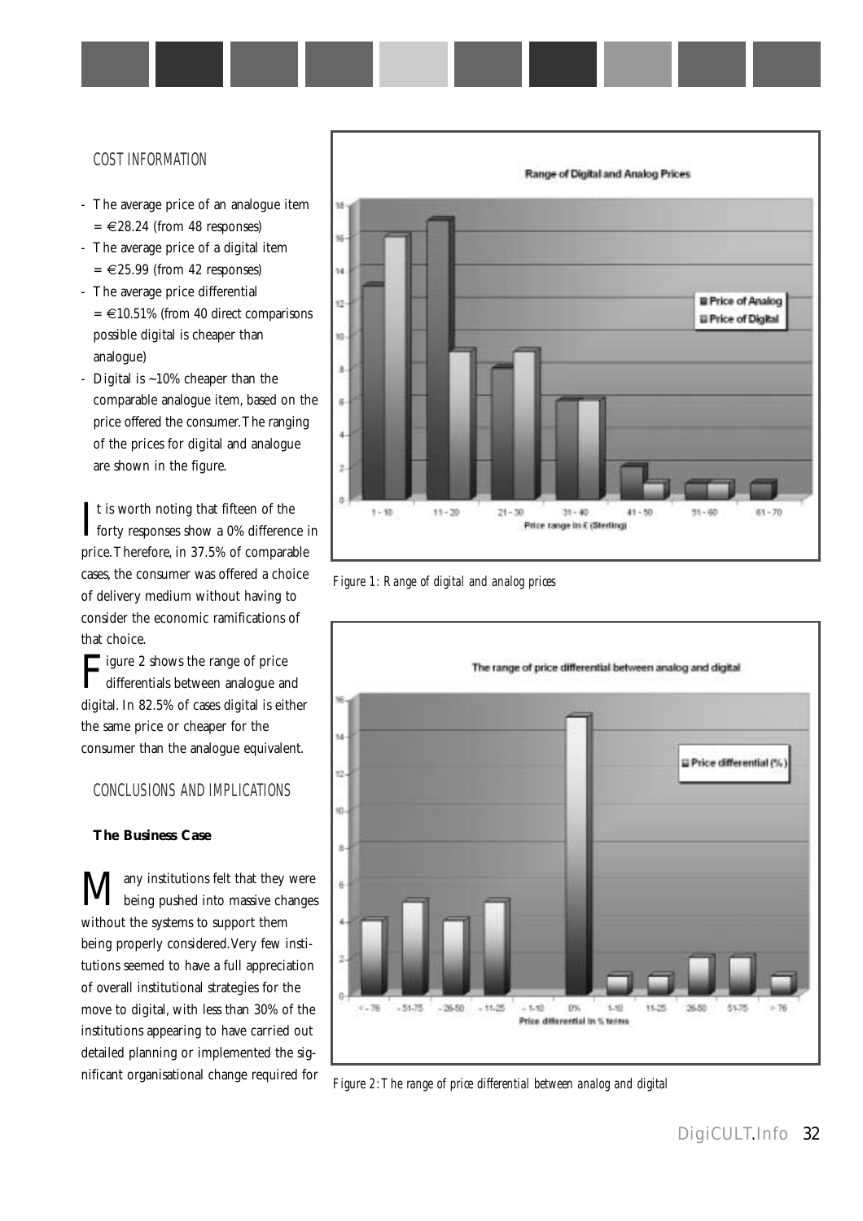## COST INFORMATION

- The average price of an analogue item = €28.24 (from 48 responses)
- The average price of a digital item = €25.99 (from 42 responses)
- The average price differential = €10.51% (from 40 direct comparisons possible digital is cheaper than analogue)
- Digital is ~10% cheaper than the comparable analogue item, based on the price offered the consumer. The ranging of the prices for digital and analogue are shown in the figure.

It is worth noting that fifteen of the forty responses show a 0% difference in price. Therefore, in 37.5% of comparable cases, the consumer was offered a choice of delivery medium without having to consider the economic ramifications of that choice.

Figure 2 shows the range of price differentials between analogue and digital. In 82.5% of cases digital is either the same price or cheaper for the consumer than the analogue equivalent.

## CONCLUSIONS AND IMPLICATIONS

### The Business Case

Many institutions felt that they were being pushed into massive changes without the systems to support them being properly considered. Very few institutions seemed to have a full appreciation of overall institutional strategies for the move to digital, with less than 30% of the institutions appearing to have carried out detailed planning or implemented the significant organisational change required for

*Figure 1: Range of digital and analog prices*

*Figure 2: The range of price differential between analog and digital*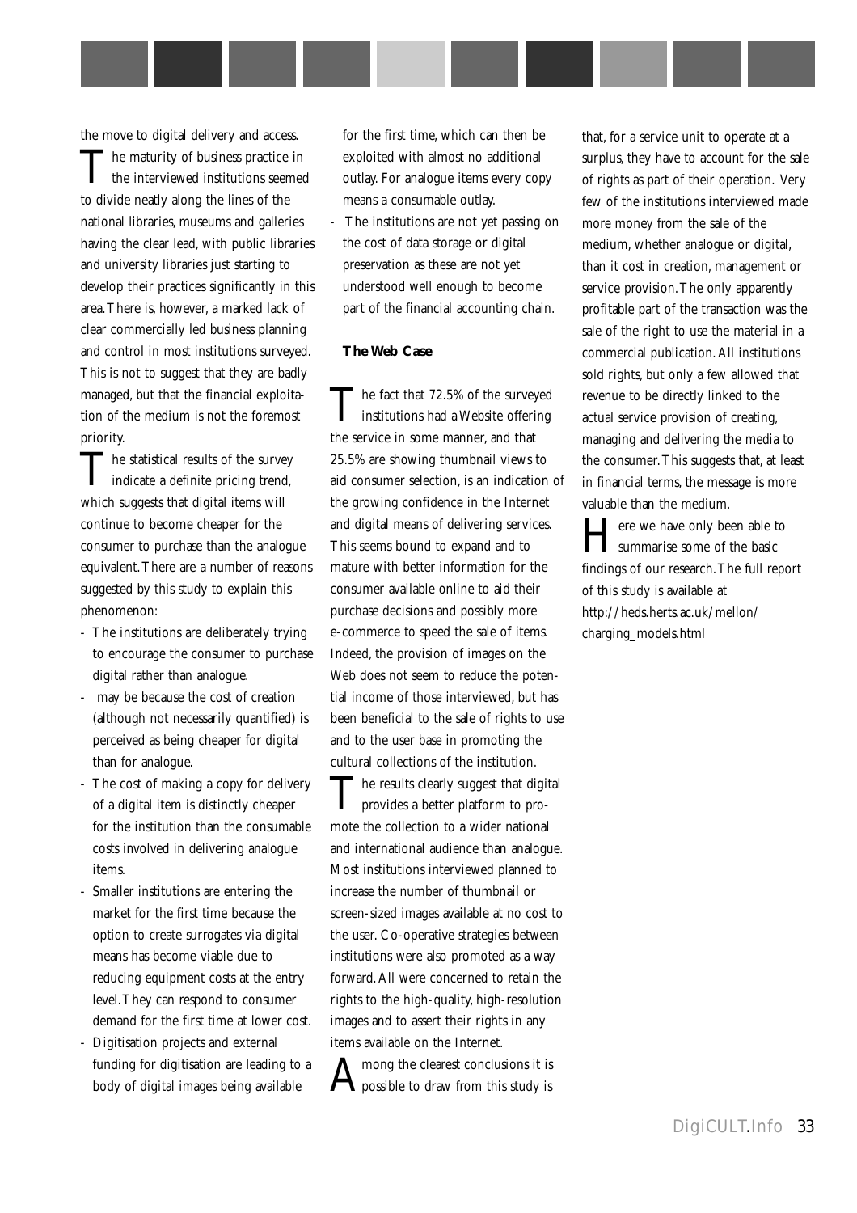the move to digital delivery and access.

The maturity of business practice in the interviewed institutions seemed to divide neatly along the lines of the national libraries, museums and galleries having the clear lead, with public libraries and university libraries just starting to develop their practices significantly in this area. There is, however, a marked lack of clear commercially led business planning and control in most institutions surveyed. This is not to suggest that they are badly managed, but that the financial exploitation of the medium is not the foremost priority.

The statistical results of the survey indicate a definite pricing trend, which suggests that digital items will continue to become cheaper for the consumer to purchase than the analogue equivalent. There are a number of reasons suggested by this study to explain this phenomenon:

- The institutions are deliberately trying to encourage the consumer to purchase digital rather than analogue.
- may be because the cost of creation (although not necessarily quantified) is perceived as being cheaper for digital than for analogue.
- The cost of making a copy for delivery of a digital item is distinctly cheaper for the institution than the consumable costs involved in delivering analogue items.
- Smaller institutions are entering the market for the first time because the option to create surrogates via digital means has become viable due to reducing equipment costs at the entry level. They can respond to consumer demand for the first time at lower cost.
- Digitisation projects and external funding for digitisation are leading to a body of digital images being available for the first time, which can then be exploited with almost no additional outlay. For analogue items every copy means a consumable outlay.
- The institutions are not yet passing on the cost of data storage or digital preservation as these are not yet understood well enough to become part of the financial accounting chain.

**The Web Case**

The fact that 72.5% of the surveyed institutions had a Website offering the service in some manner, and that 25.5% are showing thumbnail views to aid consumer selection, is an indication of the growing confidence in the Internet and digital means of delivering services. This seems bound to expand and to mature with better information for the consumer available online to aid their purchase decisions and possibly more e-commerce to speed the sale of items. Indeed, the provision of images on the Web does not seem to reduce the potential income of those interviewed, but has been beneficial to the sale of rights to use and to the user base in promoting the cultural collections of the institution.

The results clearly suggest that digital provides a better platform to promote the collection to a wider national and international audience than analogue. Most institutions interviewed planned to increase the number of thumbnail or screen-sized images available at no cost to the user. Co-operative strategies between institutions were also promoted as a way forward. All were concerned to retain the rights to the high-quality, high-resolution images and to assert their rights in any items available on the Internet.

Among the clearest conclusions it is possible to draw from this study is that, for a service unit to operate at a surplus, they have to account for the sale of rights as part of their operation. Very few of the institutions interviewed made more money from the sale of the medium, whether analogue or digital, than it cost in creation, management or service provision. The only apparently profitable part of the transaction was the sale of the right to use the material in a commercial publication. All institutions sold rights, but only a few allowed that revenue to be directly linked to the actual service provision of creating, managing and delivering the media to the consumer. This suggests that, at least in financial terms, the message is more valuable than the medium.

Here we have only been able to summarise some of the basic findings of our research. The full report of this study is available at http://heds.herts.ac.uk/mellon/charging_models.html